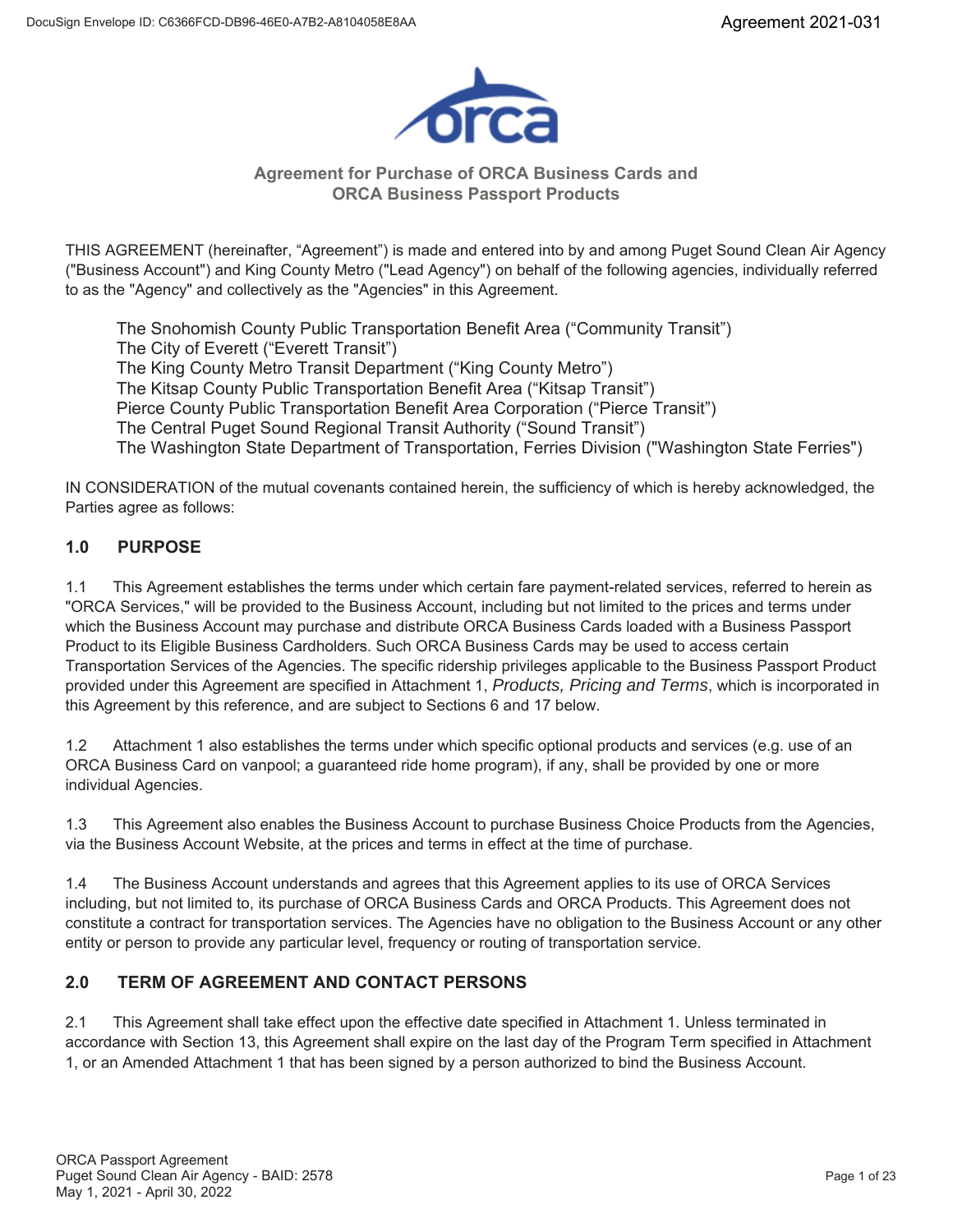# Agreement for Purchase of ORCA Business Cards and ORCA Business Passport Products

THIS AGREEMENT (hereinafter, "Agreement") is made and entered into by and among Puget Sound Clean Air Agency ("Business Account") and King County Metro ("Lead Agency") on behalf of the following agencies, individually referred to as the "Agency" and collectively as the "Agencies" in this Agreement.

The Snohomish County Public Transportation Benefit Area ("Community Transit")
The City of Everett ("Everett Transit")
The King County Metro Transit Department ("King County Metro")
The Kitsap County Public Transportation Benefit Area ("Kitsap Transit")
Pierce County Public Transportation Benefit Area Corporation ("Pierce Transit")
The Central Puget Sound Regional Transit Authority ("Sound Transit")
The Washington State Department of Transportation, Ferries Division ("Washington State Ferries")

IN CONSIDERATION of the mutual covenants contained herein, the sufficiency of which is hereby acknowledged, the Parties agree as follows:

## 1.0 PURPOSE

1.1 This Agreement establishes the terms under which certain fare payment-related services, referred to herein as "ORCA Services," will be provided to the Business Account, including but not limited to the prices and terms under which the Business Account may purchase and distribute ORCA Business Cards loaded with a Business Passport Product to its Eligible Business Cardholders. Such ORCA Business Cards may be used to access certain Transportation Services of the Agencies. The specific ridership privileges applicable to the Business Passport Product provided under this Agreement are specified in Attachment 1, *Products, Pricing and Terms*, which is incorporated in this Agreement by this reference, and are subject to Sections 6 and 17 below.

1.2 Attachment 1 also establishes the terms under which specific optional products and services (e.g. use of an ORCA Business Card on vanpool; a guaranteed ride home program), if any, shall be provided by one or more individual Agencies.

1.3 This Agreement also enables the Business Account to purchase Business Choice Products from the Agencies, via the Business Account Website, at the prices and terms in effect at the time of purchase.

1.4 The Business Account understands and agrees that this Agreement applies to its use of ORCA Services including, but not limited to, its purchase of ORCA Business Cards and ORCA Products. This Agreement does not constitute a contract for transportation services. The Agencies have no obligation to the Business Account or any other entity or person to provide any particular level, frequency or routing of transportation service.

## 2.0 TERM OF AGREEMENT AND CONTACT PERSONS

2.1 This Agreement shall take effect upon the effective date specified in Attachment 1. Unless terminated in accordance with Section 13, this Agreement shall expire on the last day of the Program Term specified in Attachment 1, or an Amended Attachment 1 that has been signed by a person authorized to bind the Business Account.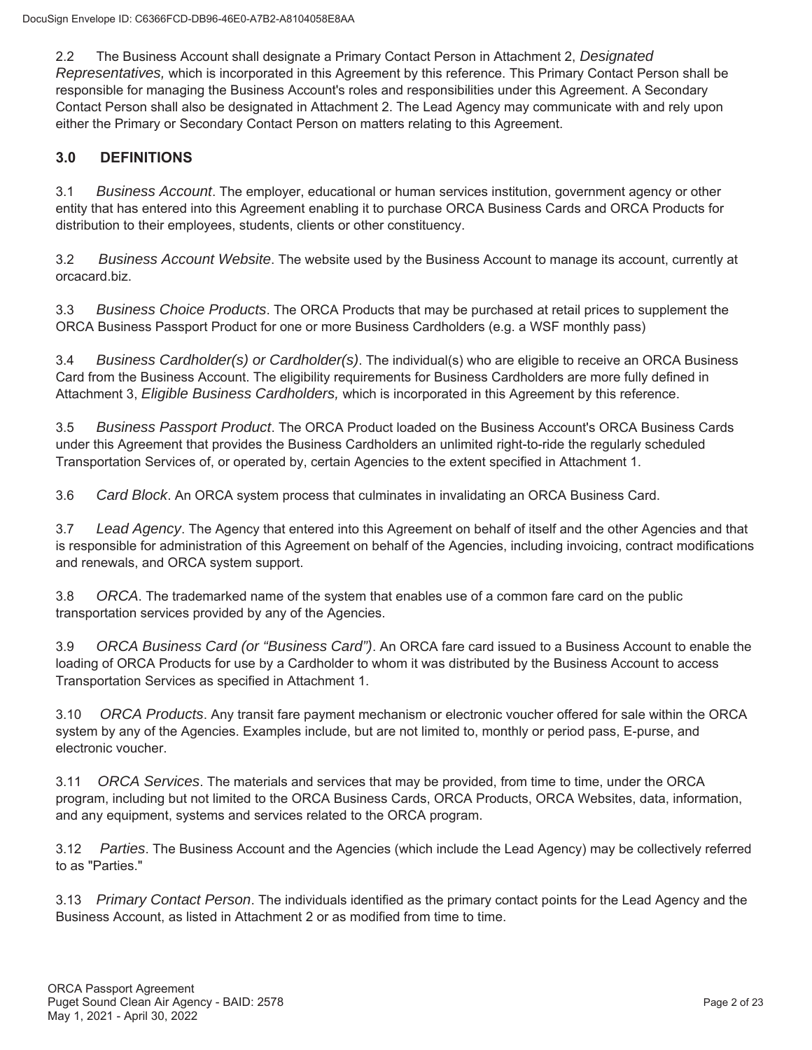2.2 The Business Account shall designate a Primary Contact Person in Attachment 2, *Designated Representatives,* which is incorporated in this Agreement by this reference. This Primary Contact Person shall be responsible for managing the Business Account's roles and responsibilities under this Agreement. A Secondary Contact Person shall also be designated in Attachment 2. The Lead Agency may communicate with and rely upon either the Primary or Secondary Contact Person on matters relating to this Agreement.

## 3.0 DEFINITIONS

3.1 *Business Account*. The employer, educational or human services institution, government agency or other entity that has entered into this Agreement enabling it to purchase ORCA Business Cards and ORCA Products for distribution to their employees, students, clients or other constituency.

3.2 *Business Account Website*. The website used by the Business Account to manage its account, currently at orcacard.biz.

3.3 *Business Choice Products*. The ORCA Products that may be purchased at retail prices to supplement the ORCA Business Passport Product for one or more Business Cardholders (e.g. a WSF monthly pass)

3.4 *Business Cardholder(s) or Cardholder(s)*. The individual(s) who are eligible to receive an ORCA Business Card from the Business Account. The eligibility requirements for Business Cardholders are more fully defined in Attachment 3, *Eligible Business Cardholders,* which is incorporated in this Agreement by this reference.

3.5 *Business Passport Product*. The ORCA Product loaded on the Business Account's ORCA Business Cards under this Agreement that provides the Business Cardholders an unlimited right-to-ride the regularly scheduled Transportation Services of, or operated by, certain Agencies to the extent specified in Attachment 1.

3.6 *Card Block*. An ORCA system process that culminates in invalidating an ORCA Business Card.

3.7 *Lead Agency*. The Agency that entered into this Agreement on behalf of itself and the other Agencies and that is responsible for administration of this Agreement on behalf of the Agencies, including invoicing, contract modifications and renewals, and ORCA system support.

3.8 *ORCA*. The trademarked name of the system that enables use of a common fare card on the public transportation services provided by any of the Agencies.

3.9 *ORCA Business Card (or "Business Card")*. An ORCA fare card issued to a Business Account to enable the loading of ORCA Products for use by a Cardholder to whom it was distributed by the Business Account to access Transportation Services as specified in Attachment 1.

3.10 *ORCA Products*. Any transit fare payment mechanism or electronic voucher offered for sale within the ORCA system by any of the Agencies. Examples include, but are not limited to, monthly or period pass, E-purse, and electronic voucher.

3.11 *ORCA Services*. The materials and services that may be provided, from time to time, under the ORCA program, including but not limited to the ORCA Business Cards, ORCA Products, ORCA Websites, data, information, and any equipment, systems and services related to the ORCA program.

3.12 *Parties*. The Business Account and the Agencies (which include the Lead Agency) may be collectively referred to as "Parties."

3.13 *Primary Contact Person*. The individuals identified as the primary contact points for the Lead Agency and the Business Account, as listed in Attachment 2 or as modified from time to time.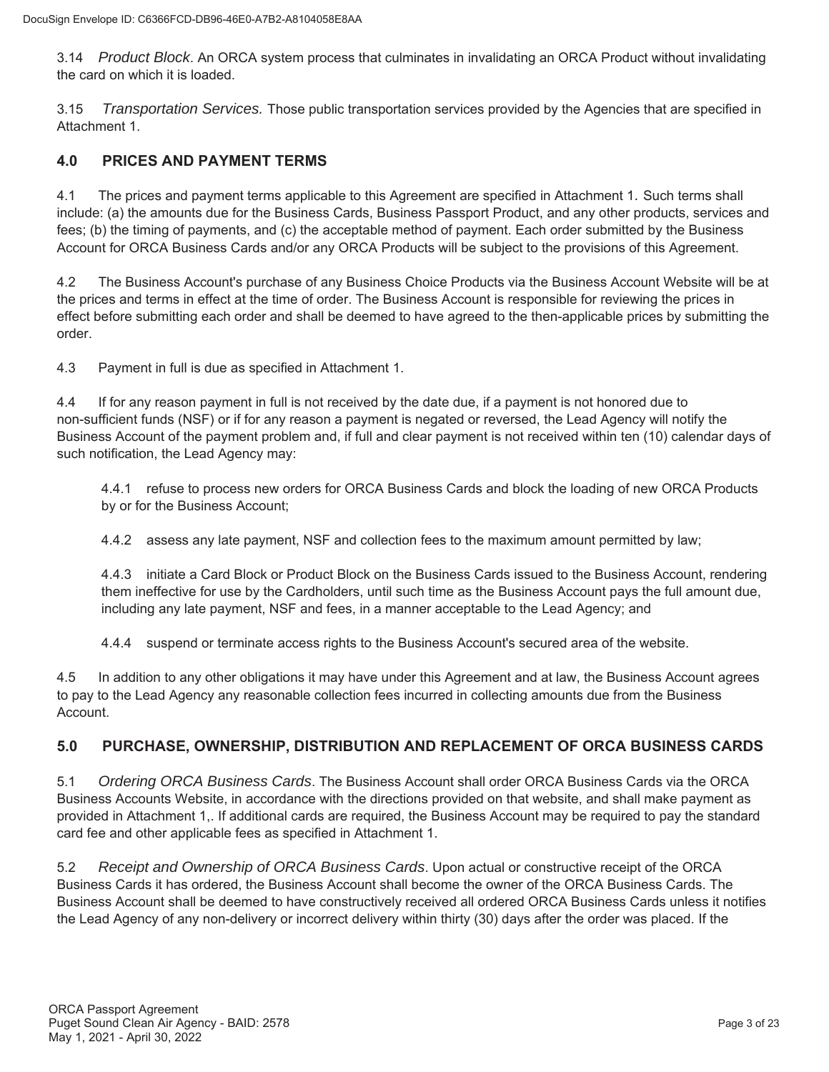3.14 *Product Block*. An ORCA system process that culminates in invalidating an ORCA Product without invalidating the card on which it is loaded.

3.15 *Transportation Services.* Those public transportation services provided by the Agencies that are specified in Attachment 1.

## 4.0 PRICES AND PAYMENT TERMS

4.1 The prices and payment terms applicable to this Agreement are specified in Attachment 1*.* Such terms shall include: (a) the amounts due for the Business Cards, Business Passport Product, and any other products, services and fees; (b) the timing of payments, and (c) the acceptable method of payment. Each order submitted by the Business Account for ORCA Business Cards and/or any ORCA Products will be subject to the provisions of this Agreement.

4.2 The Business Account's purchase of any Business Choice Products via the Business Account Website will be at the prices and terms in effect at the time of order. The Business Account is responsible for reviewing the prices in effect before submitting each order and shall be deemed to have agreed to the then-applicable prices by submitting the order.

4.3 Payment in full is due as specified in Attachment 1.

4.4 If for any reason payment in full is not received by the date due, if a payment is not honored due to non-sufficient funds (NSF) or if for any reason a payment is negated or reversed, the Lead Agency will notify the Business Account of the payment problem and, if full and clear payment is not received within ten (10) calendar days of such notification, the Lead Agency may:

> 4.4.1 refuse to process new orders for ORCA Business Cards and block the loading of new ORCA Products by or for the Business Account;
>
> 4.4.2 assess any late payment, NSF and collection fees to the maximum amount permitted by law;
>
> 4.4.3 initiate a Card Block or Product Block on the Business Cards issued to the Business Account, rendering them ineffective for use by the Cardholders, until such time as the Business Account pays the full amount due, including any late payment, NSF and fees, in a manner acceptable to the Lead Agency; and
>
> 4.4.4 suspend or terminate access rights to the Business Account's secured area of the website.

4.5 In addition to any other obligations it may have under this Agreement and at law, the Business Account agrees to pay to the Lead Agency any reasonable collection fees incurred in collecting amounts due from the Business Account.

## 5.0 PURCHASE, OWNERSHIP, DISTRIBUTION AND REPLACEMENT OF ORCA BUSINESS CARDS

5.1 *Ordering ORCA Business Cards*. The Business Account shall order ORCA Business Cards via the ORCA Business Accounts Website, in accordance with the directions provided on that website, and shall make payment as provided in Attachment 1,. If additional cards are required, the Business Account may be required to pay the standard card fee and other applicable fees as specified in Attachment 1.

5.2 *Receipt and Ownership of ORCA Business Cards*. Upon actual or constructive receipt of the ORCA Business Cards it has ordered, the Business Account shall become the owner of the ORCA Business Cards. The Business Account shall be deemed to have constructively received all ordered ORCA Business Cards unless it notifies the Lead Agency of any non-delivery or incorrect delivery within thirty (30) days after the order was placed. If the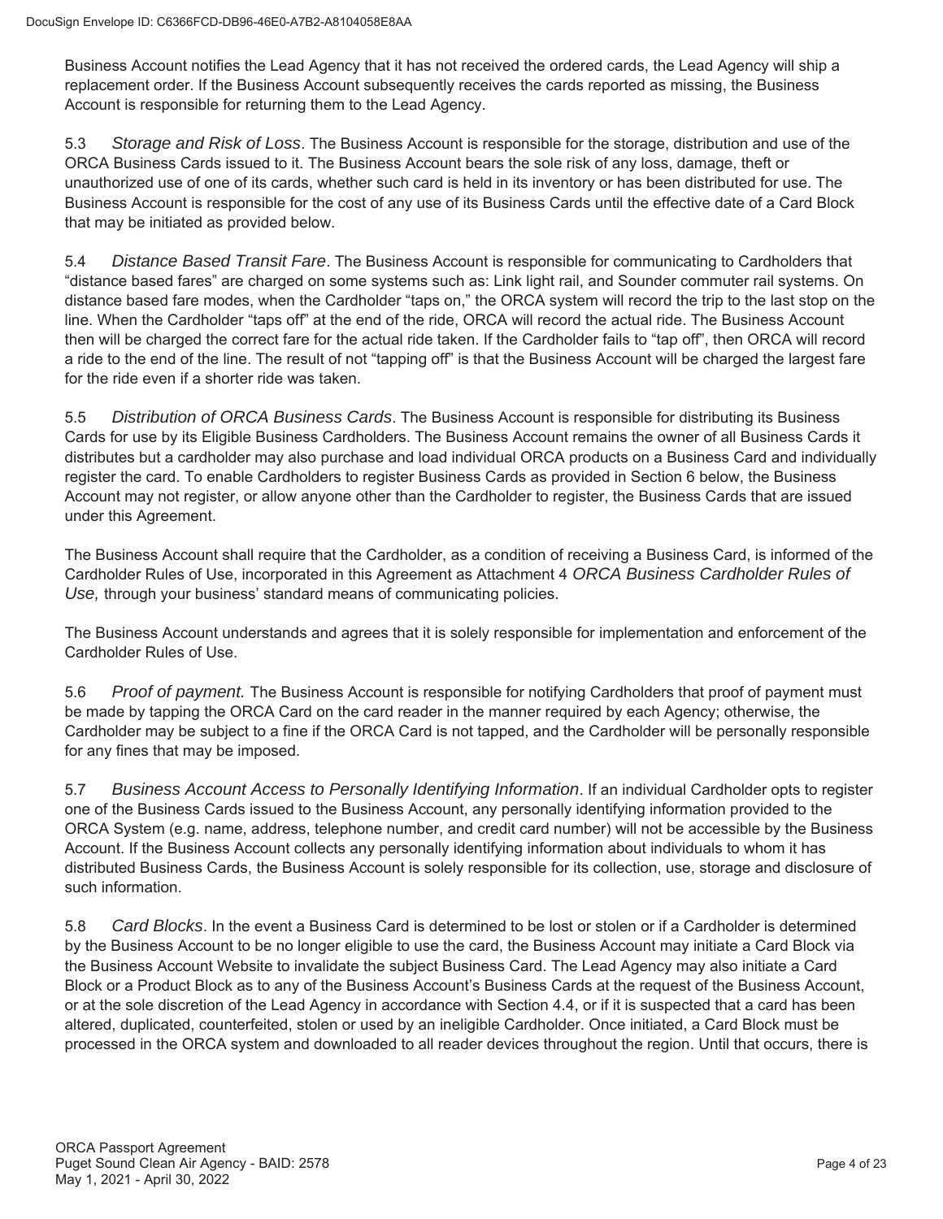Business Account notifies the Lead Agency that it has not received the ordered cards, the Lead Agency will ship a replacement order. If the Business Account subsequently receives the cards reported as missing, the Business Account is responsible for returning them to the Lead Agency.

5.3 *Storage and Risk of Loss*. The Business Account is responsible for the storage, distribution and use of the ORCA Business Cards issued to it. The Business Account bears the sole risk of any loss, damage, theft or unauthorized use of one of its cards, whether such card is held in its inventory or has been distributed for use. The Business Account is responsible for the cost of any use of its Business Cards until the effective date of a Card Block that may be initiated as provided below.

5.4 *Distance Based Transit Fare*. The Business Account is responsible for communicating to Cardholders that "distance based fares" are charged on some systems such as: Link light rail, and Sounder commuter rail systems. On distance based fare modes, when the Cardholder "taps on," the ORCA system will record the trip to the last stop on the line. When the Cardholder "taps off" at the end of the ride, ORCA will record the actual ride. The Business Account then will be charged the correct fare for the actual ride taken. If the Cardholder fails to "tap off", then ORCA will record a ride to the end of the line. The result of not "tapping off" is that the Business Account will be charged the largest fare for the ride even if a shorter ride was taken.

5.5 *Distribution of ORCA Business Cards*. The Business Account is responsible for distributing its Business Cards for use by its Eligible Business Cardholders. The Business Account remains the owner of all Business Cards it distributes but a cardholder may also purchase and load individual ORCA products on a Business Card and individually register the card. To enable Cardholders to register Business Cards as provided in Section 6 below, the Business Account may not register, or allow anyone other than the Cardholder to register, the Business Cards that are issued under this Agreement.

The Business Account shall require that the Cardholder, as a condition of receiving a Business Card, is informed of the Cardholder Rules of Use, incorporated in this Agreement as Attachment 4 *ORCA Business Cardholder Rules of Use,* through your business' standard means of communicating policies.

The Business Account understands and agrees that it is solely responsible for implementation and enforcement of the Cardholder Rules of Use.

5.6 *Proof of payment.* The Business Account is responsible for notifying Cardholders that proof of payment must be made by tapping the ORCA Card on the card reader in the manner required by each Agency; otherwise, the Cardholder may be subject to a fine if the ORCA Card is not tapped, and the Cardholder will be personally responsible for any fines that may be imposed.

5.7 *Business Account Access to Personally Identifying Information*. If an individual Cardholder opts to register one of the Business Cards issued to the Business Account, any personally identifying information provided to the ORCA System (e.g. name, address, telephone number, and credit card number) will not be accessible by the Business Account. If the Business Account collects any personally identifying information about individuals to whom it has distributed Business Cards, the Business Account is solely responsible for its collection, use, storage and disclosure of such information.

5.8 *Card Blocks*. In the event a Business Card is determined to be lost or stolen or if a Cardholder is determined by the Business Account to be no longer eligible to use the card, the Business Account may initiate a Card Block via the Business Account Website to invalidate the subject Business Card. The Lead Agency may also initiate a Card Block or a Product Block as to any of the Business Account's Business Cards at the request of the Business Account, or at the sole discretion of the Lead Agency in accordance with Section 4.4, or if it is suspected that a card has been altered, duplicated, counterfeited, stolen or used by an ineligible Cardholder. Once initiated, a Card Block must be processed in the ORCA system and downloaded to all reader devices throughout the region. Until that occurs, there is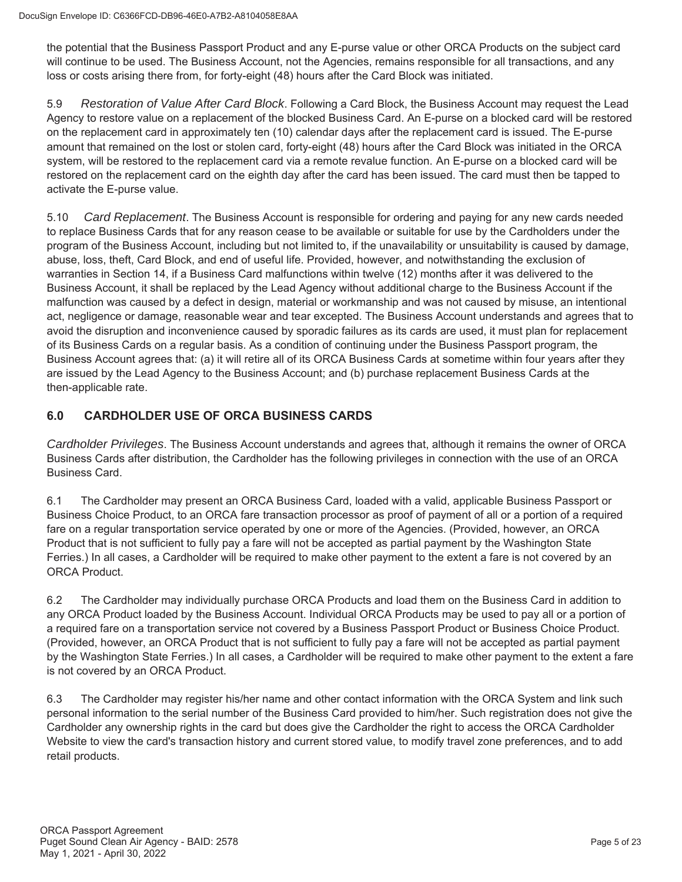the potential that the Business Passport Product and any E-purse value or other ORCA Products on the subject card will continue to be used. The Business Account, not the Agencies, remains responsible for all transactions, and any loss or costs arising there from, for forty-eight (48) hours after the Card Block was initiated.

5.9 *Restoration of Value After Card Block*. Following a Card Block, the Business Account may request the Lead Agency to restore value on a replacement of the blocked Business Card. An E-purse on a blocked card will be restored on the replacement card in approximately ten (10) calendar days after the replacement card is issued. The E-purse amount that remained on the lost or stolen card, forty-eight (48) hours after the Card Block was initiated in the ORCA system, will be restored to the replacement card via a remote revalue function. An E-purse on a blocked card will be restored on the replacement card on the eighth day after the card has been issued. The card must then be tapped to activate the E-purse value.

5.10 *Card Replacement*. The Business Account is responsible for ordering and paying for any new cards needed to replace Business Cards that for any reason cease to be available or suitable for use by the Cardholders under the program of the Business Account, including but not limited to, if the unavailability or unsuitability is caused by damage, abuse, loss, theft, Card Block, and end of useful life. Provided, however, and notwithstanding the exclusion of warranties in Section 14, if a Business Card malfunctions within twelve (12) months after it was delivered to the Business Account, it shall be replaced by the Lead Agency without additional charge to the Business Account if the malfunction was caused by a defect in design, material or workmanship and was not caused by misuse, an intentional act, negligence or damage, reasonable wear and tear excepted. The Business Account understands and agrees that to avoid the disruption and inconvenience caused by sporadic failures as its cards are used, it must plan for replacement of its Business Cards on a regular basis. As a condition of continuing under the Business Passport program, the Business Account agrees that: (a) it will retire all of its ORCA Business Cards at sometime within four years after they are issued by the Lead Agency to the Business Account; and (b) purchase replacement Business Cards at the then-applicable rate.

## 6.0 CARDHOLDER USE OF ORCA BUSINESS CARDS

*Cardholder Privileges*. The Business Account understands and agrees that, although it remains the owner of ORCA Business Cards after distribution, the Cardholder has the following privileges in connection with the use of an ORCA Business Card.

6.1 The Cardholder may present an ORCA Business Card, loaded with a valid, applicable Business Passport or Business Choice Product, to an ORCA fare transaction processor as proof of payment of all or a portion of a required fare on a regular transportation service operated by one or more of the Agencies. (Provided, however, an ORCA Product that is not sufficient to fully pay a fare will not be accepted as partial payment by the Washington State Ferries.) In all cases, a Cardholder will be required to make other payment to the extent a fare is not covered by an ORCA Product.

6.2 The Cardholder may individually purchase ORCA Products and load them on the Business Card in addition to any ORCA Product loaded by the Business Account. Individual ORCA Products may be used to pay all or a portion of a required fare on a transportation service not covered by a Business Passport Product or Business Choice Product. (Provided, however, an ORCA Product that is not sufficient to fully pay a fare will not be accepted as partial payment by the Washington State Ferries.) In all cases, a Cardholder will be required to make other payment to the extent a fare is not covered by an ORCA Product.

6.3 The Cardholder may register his/her name and other contact information with the ORCA System and link such personal information to the serial number of the Business Card provided to him/her. Such registration does not give the Cardholder any ownership rights in the card but does give the Cardholder the right to access the ORCA Cardholder Website to view the card's transaction history and current stored value, to modify travel zone preferences, and to add retail products.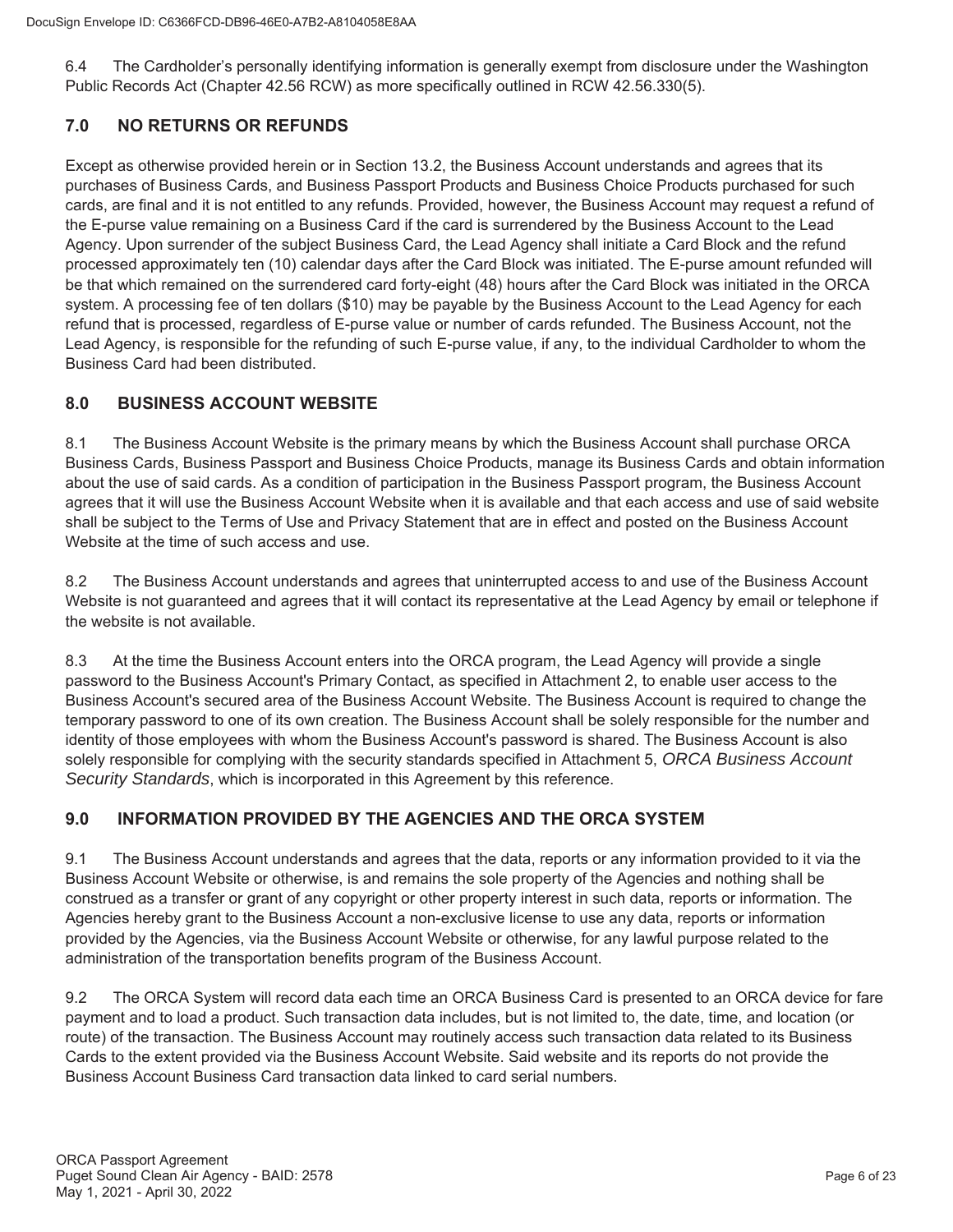6.4 The Cardholder's personally identifying information is generally exempt from disclosure under the Washington Public Records Act (Chapter 42.56 RCW) as more specifically outlined in RCW 42.56.330(5).

## 7.0 NO RETURNS OR REFUNDS

Except as otherwise provided herein or in Section 13.2, the Business Account understands and agrees that its purchases of Business Cards, and Business Passport Products and Business Choice Products purchased for such cards, are final and it is not entitled to any refunds. Provided, however, the Business Account may request a refund of the E-purse value remaining on a Business Card if the card is surrendered by the Business Account to the Lead Agency. Upon surrender of the subject Business Card, the Lead Agency shall initiate a Card Block and the refund processed approximately ten (10) calendar days after the Card Block was initiated. The E-purse amount refunded will be that which remained on the surrendered card forty-eight (48) hours after the Card Block was initiated in the ORCA system. A processing fee of ten dollars ($10) may be payable by the Business Account to the Lead Agency for each refund that is processed, regardless of E-purse value or number of cards refunded. The Business Account, not the Lead Agency, is responsible for the refunding of such E-purse value, if any, to the individual Cardholder to whom the Business Card had been distributed.

## 8.0 BUSINESS ACCOUNT WEBSITE

8.1 The Business Account Website is the primary means by which the Business Account shall purchase ORCA Business Cards, Business Passport and Business Choice Products, manage its Business Cards and obtain information about the use of said cards. As a condition of participation in the Business Passport program, the Business Account agrees that it will use the Business Account Website when it is available and that each access and use of said website shall be subject to the Terms of Use and Privacy Statement that are in effect and posted on the Business Account Website at the time of such access and use.

8.2 The Business Account understands and agrees that uninterrupted access to and use of the Business Account Website is not guaranteed and agrees that it will contact its representative at the Lead Agency by email or telephone if the website is not available.

8.3 At the time the Business Account enters into the ORCA program, the Lead Agency will provide a single password to the Business Account's Primary Contact, as specified in Attachment 2, to enable user access to the Business Account's secured area of the Business Account Website. The Business Account is required to change the temporary password to one of its own creation. The Business Account shall be solely responsible for the number and identity of those employees with whom the Business Account's password is shared. The Business Account is also solely responsible for complying with the security standards specified in Attachment 5, *ORCA Business Account Security Standards*, which is incorporated in this Agreement by this reference.

## 9.0 INFORMATION PROVIDED BY THE AGENCIES AND THE ORCA SYSTEM

9.1 The Business Account understands and agrees that the data, reports or any information provided to it via the Business Account Website or otherwise, is and remains the sole property of the Agencies and nothing shall be construed as a transfer or grant of any copyright or other property interest in such data, reports or information. The Agencies hereby grant to the Business Account a non-exclusive license to use any data, reports or information provided by the Agencies, via the Business Account Website or otherwise, for any lawful purpose related to the administration of the transportation benefits program of the Business Account.

9.2 The ORCA System will record data each time an ORCA Business Card is presented to an ORCA device for fare payment and to load a product. Such transaction data includes, but is not limited to, the date, time, and location (or route) of the transaction. The Business Account may routinely access such transaction data related to its Business Cards to the extent provided via the Business Account Website. Said website and its reports do not provide the Business Account Business Card transaction data linked to card serial numbers.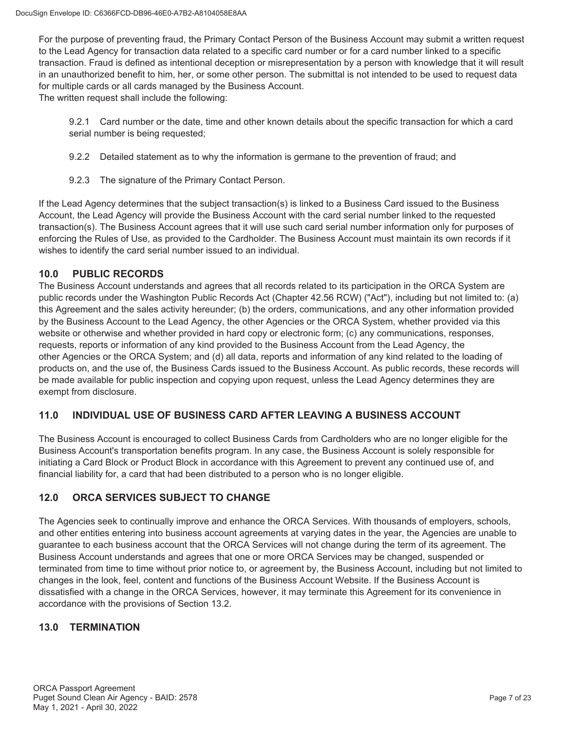For the purpose of preventing fraud, the Primary Contact Person of the Business Account may submit a written request to the Lead Agency for transaction data related to a specific card number or for a card number linked to a specific transaction. Fraud is defined as intentional deception or misrepresentation by a person with knowledge that it will result in an unauthorized benefit to him, her, or some other person. The submittal is not intended to be used to request data for multiple cards or all cards managed by the Business Account.
The written request shall include the following:

9.2.1 Card number or the date, time and other known details about the specific transaction for which a card serial number is being requested;

9.2.2 Detailed statement as to why the information is germane to the prevention of fraud; and

9.2.3 The signature of the Primary Contact Person.

If the Lead Agency determines that the subject transaction(s) is linked to a Business Card issued to the Business Account, the Lead Agency will provide the Business Account with the card serial number linked to the requested transaction(s). The Business Account agrees that it will use such card serial number information only for purposes of enforcing the Rules of Use, as provided to the Cardholder. The Business Account must maintain its own records if it wishes to identify the card serial number issued to an individual.

## 10.0 PUBLIC RECORDS

The Business Account understands and agrees that all records related to its participation in the ORCA System are public records under the Washington Public Records Act (Chapter 42.56 RCW) ("Act"), including but not limited to: (a) this Agreement and the sales activity hereunder; (b) the orders, communications, and any other information provided by the Business Account to the Lead Agency, the other Agencies or the ORCA System, whether provided via this website or otherwise and whether provided in hard copy or electronic form; (c) any communications, responses, requests, reports or information of any kind provided to the Business Account from the Lead Agency, the other Agencies or the ORCA System; and (d) all data, reports and information of any kind related to the loading of products on, and the use of, the Business Cards issued to the Business Account. As public records, these records will be made available for public inspection and copying upon request, unless the Lead Agency determines they are exempt from disclosure.

## 11.0 INDIVIDUAL USE OF BUSINESS CARD AFTER LEAVING A BUSINESS ACCOUNT

The Business Account is encouraged to collect Business Cards from Cardholders who are no longer eligible for the Business Account's transportation benefits program. In any case, the Business Account is solely responsible for initiating a Card Block or Product Block in accordance with this Agreement to prevent any continued use of, and financial liability for, a card that had been distributed to a person who is no longer eligible.

## 12.0 ORCA SERVICES SUBJECT TO CHANGE

The Agencies seek to continually improve and enhance the ORCA Services. With thousands of employers, schools, and other entities entering into business account agreements at varying dates in the year, the Agencies are unable to guarantee to each business account that the ORCA Services will not change during the term of its agreement. The Business Account understands and agrees that one or more ORCA Services may be changed, suspended or terminated from time to time without prior notice to, or agreement by, the Business Account, including but not limited to changes in the look, feel, content and functions of the Business Account Website. If the Business Account is dissatisfied with a change in the ORCA Services, however, it may terminate this Agreement for its convenience in accordance with the provisions of Section 13.2.

## 13.0 TERMINATION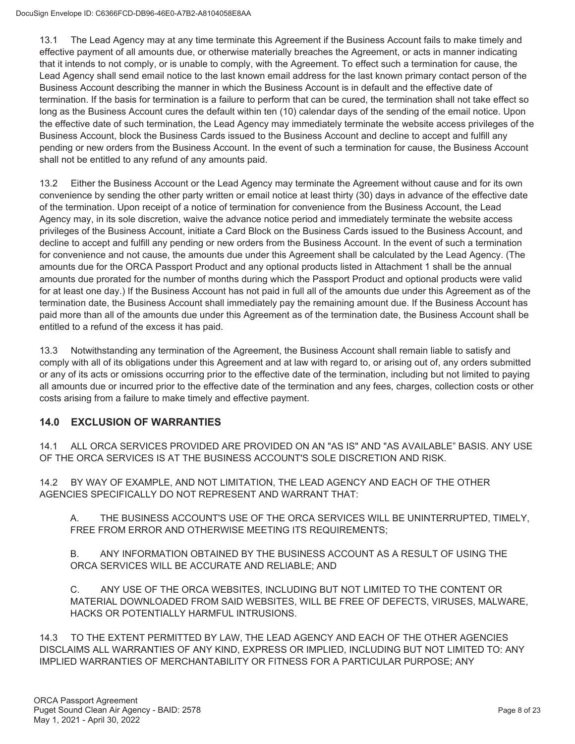13.1 The Lead Agency may at any time terminate this Agreement if the Business Account fails to make timely and effective payment of all amounts due, or otherwise materially breaches the Agreement, or acts in manner indicating that it intends to not comply, or is unable to comply, with the Agreement. To effect such a termination for cause, the Lead Agency shall send email notice to the last known email address for the last known primary contact person of the Business Account describing the manner in which the Business Account is in default and the effective date of termination. If the basis for termination is a failure to perform that can be cured, the termination shall not take effect so long as the Business Account cures the default within ten (10) calendar days of the sending of the email notice. Upon the effective date of such termination, the Lead Agency may immediately terminate the website access privileges of the Business Account, block the Business Cards issued to the Business Account and decline to accept and fulfill any pending or new orders from the Business Account. In the event of such a termination for cause, the Business Account shall not be entitled to any refund of any amounts paid.

13.2 Either the Business Account or the Lead Agency may terminate the Agreement without cause and for its own convenience by sending the other party written or email notice at least thirty (30) days in advance of the effective date of the termination. Upon receipt of a notice of termination for convenience from the Business Account, the Lead Agency may, in its sole discretion, waive the advance notice period and immediately terminate the website access privileges of the Business Account, initiate a Card Block on the Business Cards issued to the Business Account, and decline to accept and fulfill any pending or new orders from the Business Account. In the event of such a termination for convenience and not cause, the amounts due under this Agreement shall be calculated by the Lead Agency. (The amounts due for the ORCA Passport Product and any optional products listed in Attachment 1 shall be the annual amounts due prorated for the number of months during which the Passport Product and optional products were valid for at least one day.) If the Business Account has not paid in full all of the amounts due under this Agreement as of the termination date, the Business Account shall immediately pay the remaining amount due. If the Business Account has paid more than all of the amounts due under this Agreement as of the termination date, the Business Account shall be entitled to a refund of the excess it has paid.

13.3 Notwithstanding any termination of the Agreement, the Business Account shall remain liable to satisfy and comply with all of its obligations under this Agreement and at law with regard to, or arising out of, any orders submitted or any of its acts or omissions occurring prior to the effective date of the termination, including but not limited to paying all amounts due or incurred prior to the effective date of the termination and any fees, charges, collection costs or other costs arising from a failure to make timely and effective payment.

## 14.0 EXCLUSION OF WARRANTIES

14.1 ALL ORCA SERVICES PROVIDED ARE PROVIDED ON AN "AS IS" AND "AS AVAILABLE" BASIS. ANY USE OF THE ORCA SERVICES IS AT THE BUSINESS ACCOUNT'S SOLE DISCRETION AND RISK.

14.2 BY WAY OF EXAMPLE, AND NOT LIMITATION, THE LEAD AGENCY AND EACH OF THE OTHER AGENCIES SPECIFICALLY DO NOT REPRESENT AND WARRANT THAT:

A. THE BUSINESS ACCOUNT'S USE OF THE ORCA SERVICES WILL BE UNINTERRUPTED, TIMELY, FREE FROM ERROR AND OTHERWISE MEETING ITS REQUIREMENTS;

B. ANY INFORMATION OBTAINED BY THE BUSINESS ACCOUNT AS A RESULT OF USING THE ORCA SERVICES WILL BE ACCURATE AND RELIABLE; AND

C. ANY USE OF THE ORCA WEBSITES, INCLUDING BUT NOT LIMITED TO THE CONTENT OR MATERIAL DOWNLOADED FROM SAID WEBSITES, WILL BE FREE OF DEFECTS, VIRUSES, MALWARE, HACKS OR POTENTIALLY HARMFUL INTRUSIONS.

14.3 TO THE EXTENT PERMITTED BY LAW, THE LEAD AGENCY AND EACH OF THE OTHER AGENCIES DISCLAIMS ALL WARRANTIES OF ANY KIND, EXPRESS OR IMPLIED, INCLUDING BUT NOT LIMITED TO: ANY IMPLIED WARRANTIES OF MERCHANTABILITY OR FITNESS FOR A PARTICULAR PURPOSE; ANY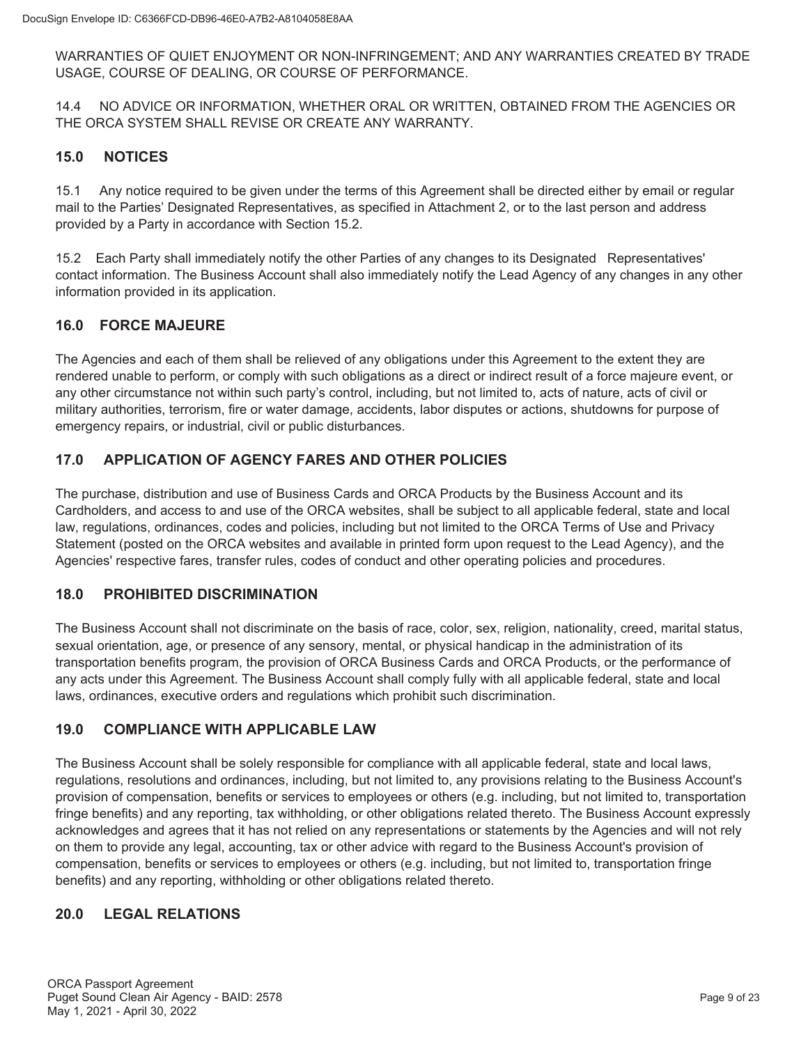WARRANTIES OF QUIET ENJOYMENT OR NON-INFRINGEMENT; AND ANY WARRANTIES CREATED BY TRADE USAGE, COURSE OF DEALING, OR COURSE OF PERFORMANCE.

14.4 NO ADVICE OR INFORMATION, WHETHER ORAL OR WRITTEN, OBTAINED FROM THE AGENCIES OR THE ORCA SYSTEM SHALL REVISE OR CREATE ANY WARRANTY.

## 15.0 NOTICES

15.1 Any notice required to be given under the terms of this Agreement shall be directed either by email or regular mail to the Parties' Designated Representatives, as specified in Attachment 2, or to the last person and address provided by a Party in accordance with Section 15.2.

15.2 Each Party shall immediately notify the other Parties of any changes to its Designated Representatives' contact information. The Business Account shall also immediately notify the Lead Agency of any changes in any other information provided in its application.

## 16.0 FORCE MAJEURE

The Agencies and each of them shall be relieved of any obligations under this Agreement to the extent they are rendered unable to perform, or comply with such obligations as a direct or indirect result of a force majeure event, or any other circumstance not within such party's control, including, but not limited to, acts of nature, acts of civil or military authorities, terrorism, fire or water damage, accidents, labor disputes or actions, shutdowns for purpose of emergency repairs, or industrial, civil or public disturbances.

## 17.0 APPLICATION OF AGENCY FARES AND OTHER POLICIES

The purchase, distribution and use of Business Cards and ORCA Products by the Business Account and its Cardholders, and access to and use of the ORCA websites, shall be subject to all applicable federal, state and local law, regulations, ordinances, codes and policies, including but not limited to the ORCA Terms of Use and Privacy Statement (posted on the ORCA websites and available in printed form upon request to the Lead Agency), and the Agencies' respective fares, transfer rules, codes of conduct and other operating policies and procedures.

## 18.0 PROHIBITED DISCRIMINATION

The Business Account shall not discriminate on the basis of race, color, sex, religion, nationality, creed, marital status, sexual orientation, age, or presence of any sensory, mental, or physical handicap in the administration of its transportation benefits program, the provision of ORCA Business Cards and ORCA Products, or the performance of any acts under this Agreement. The Business Account shall comply fully with all applicable federal, state and local laws, ordinances, executive orders and regulations which prohibit such discrimination.

## 19.0 COMPLIANCE WITH APPLICABLE LAW

The Business Account shall be solely responsible for compliance with all applicable federal, state and local laws, regulations, resolutions and ordinances, including, but not limited to, any provisions relating to the Business Account's provision of compensation, benefits or services to employees or others (e.g. including, but not limited to, transportation fringe benefits) and any reporting, tax withholding, or other obligations related thereto. The Business Account expressly acknowledges and agrees that it has not relied on any representations or statements by the Agencies and will not rely on them to provide any legal, accounting, tax or other advice with regard to the Business Account's provision of compensation, benefits or services to employees or others (e.g. including, but not limited to, transportation fringe benefits) and any reporting, withholding or other obligations related thereto.

## 20.0 LEGAL RELATIONS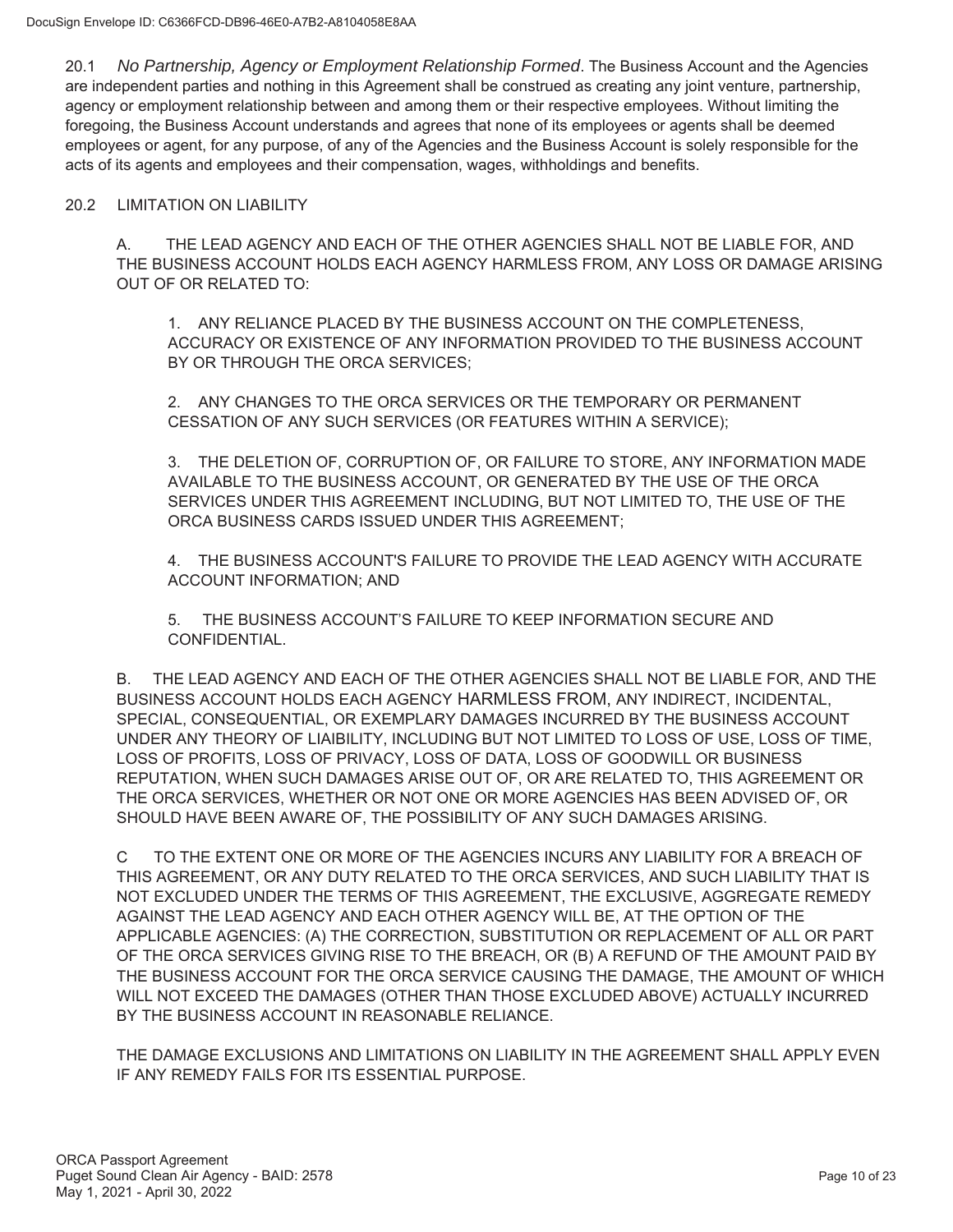20.1 *No Partnership, Agency or Employment Relationship Formed*. The Business Account and the Agencies are independent parties and nothing in this Agreement shall be construed as creating any joint venture, partnership, agency or employment relationship between and among them or their respective employees. Without limiting the foregoing, the Business Account understands and agrees that none of its employees or agents shall be deemed employees or agent, for any purpose, of any of the Agencies and the Business Account is solely responsible for the acts of its agents and employees and their compensation, wages, withholdings and benefits.

20.2 LIMITATION ON LIABILITY

A. THE LEAD AGENCY AND EACH OF THE OTHER AGENCIES SHALL NOT BE LIABLE FOR, AND THE BUSINESS ACCOUNT HOLDS EACH AGENCY HARMLESS FROM, ANY LOSS OR DAMAGE ARISING OUT OF OR RELATED TO:

1. ANY RELIANCE PLACED BY THE BUSINESS ACCOUNT ON THE COMPLETENESS, ACCURACY OR EXISTENCE OF ANY INFORMATION PROVIDED TO THE BUSINESS ACCOUNT BY OR THROUGH THE ORCA SERVICES;

2. ANY CHANGES TO THE ORCA SERVICES OR THE TEMPORARY OR PERMANENT CESSATION OF ANY SUCH SERVICES (OR FEATURES WITHIN A SERVICE);

3. THE DELETION OF, CORRUPTION OF, OR FAILURE TO STORE, ANY INFORMATION MADE AVAILABLE TO THE BUSINESS ACCOUNT, OR GENERATED BY THE USE OF THE ORCA SERVICES UNDER THIS AGREEMENT INCLUDING, BUT NOT LIMITED TO, THE USE OF THE ORCA BUSINESS CARDS ISSUED UNDER THIS AGREEMENT;

4. THE BUSINESS ACCOUNT'S FAILURE TO PROVIDE THE LEAD AGENCY WITH ACCURATE ACCOUNT INFORMATION; AND

5. THE BUSINESS ACCOUNT'S FAILURE TO KEEP INFORMATION SECURE AND CONFIDENTIAL.

B. THE LEAD AGENCY AND EACH OF THE OTHER AGENCIES SHALL NOT BE LIABLE FOR, AND THE BUSINESS ACCOUNT HOLDS EACH AGENCY HARMLESS FROM, ANY INDIRECT, INCIDENTAL, SPECIAL, CONSEQUENTIAL, OR EXEMPLARY DAMAGES INCURRED BY THE BUSINESS ACCOUNT UNDER ANY THEORY OF LIAIBILITY, INCLUDING BUT NOT LIMITED TO LOSS OF USE, LOSS OF TIME, LOSS OF PROFITS, LOSS OF PRIVACY, LOSS OF DATA, LOSS OF GOODWILL OR BUSINESS REPUTATION, WHEN SUCH DAMAGES ARISE OUT OF, OR ARE RELATED TO, THIS AGREEMENT OR THE ORCA SERVICES, WHETHER OR NOT ONE OR MORE AGENCIES HAS BEEN ADVISED OF, OR SHOULD HAVE BEEN AWARE OF, THE POSSIBILITY OF ANY SUCH DAMAGES ARISING.

C TO THE EXTENT ONE OR MORE OF THE AGENCIES INCURS ANY LIABILITY FOR A BREACH OF THIS AGREEMENT, OR ANY DUTY RELATED TO THE ORCA SERVICES, AND SUCH LIABILITY THAT IS NOT EXCLUDED UNDER THE TERMS OF THIS AGREEMENT, THE EXCLUSIVE, AGGREGATE REMEDY AGAINST THE LEAD AGENCY AND EACH OTHER AGENCY WILL BE, AT THE OPTION OF THE APPLICABLE AGENCIES: (A) THE CORRECTION, SUBSTITUTION OR REPLACEMENT OF ALL OR PART OF THE ORCA SERVICES GIVING RISE TO THE BREACH, OR (B) A REFUND OF THE AMOUNT PAID BY THE BUSINESS ACCOUNT FOR THE ORCA SERVICE CAUSING THE DAMAGE, THE AMOUNT OF WHICH WILL NOT EXCEED THE DAMAGES (OTHER THAN THOSE EXCLUDED ABOVE) ACTUALLY INCURRED BY THE BUSINESS ACCOUNT IN REASONABLE RELIANCE.

THE DAMAGE EXCLUSIONS AND LIMITATIONS ON LIABILITY IN THE AGREEMENT SHALL APPLY EVEN IF ANY REMEDY FAILS FOR ITS ESSENTIAL PURPOSE.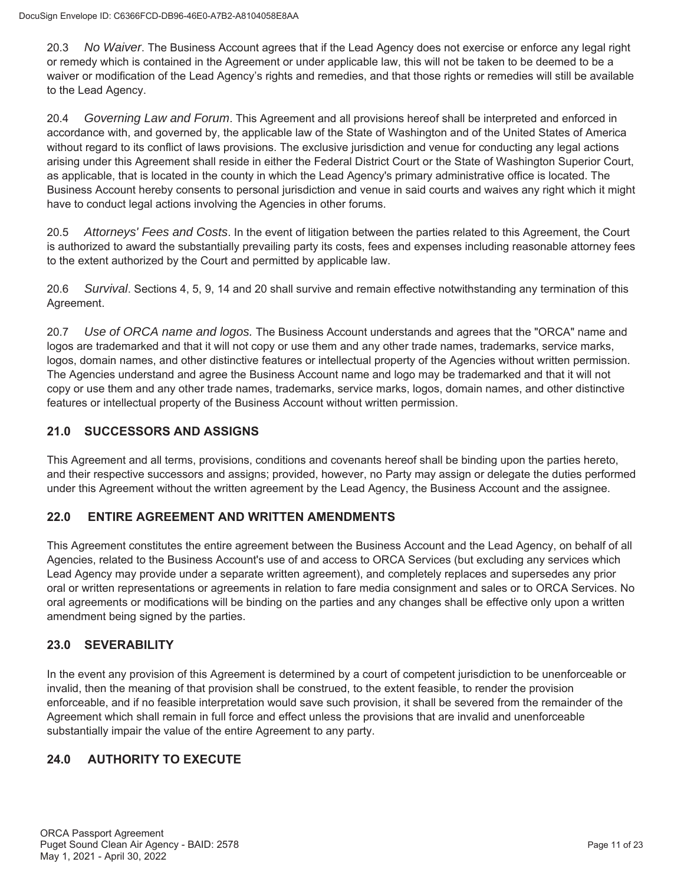20.3 *No Waiver*. The Business Account agrees that if the Lead Agency does not exercise or enforce any legal right or remedy which is contained in the Agreement or under applicable law, this will not be taken to be deemed to be a waiver or modification of the Lead Agency's rights and remedies, and that those rights or remedies will still be available to the Lead Agency.

20.4 *Governing Law and Forum*. This Agreement and all provisions hereof shall be interpreted and enforced in accordance with, and governed by, the applicable law of the State of Washington and of the United States of America without regard to its conflict of laws provisions. The exclusive jurisdiction and venue for conducting any legal actions arising under this Agreement shall reside in either the Federal District Court or the State of Washington Superior Court, as applicable, that is located in the county in which the Lead Agency's primary administrative office is located. The Business Account hereby consents to personal jurisdiction and venue in said courts and waives any right which it might have to conduct legal actions involving the Agencies in other forums.

20.5 *Attorneys' Fees and Costs*. In the event of litigation between the parties related to this Agreement, the Court is authorized to award the substantially prevailing party its costs, fees and expenses including reasonable attorney fees to the extent authorized by the Court and permitted by applicable law.

20.6 *Survival*. Sections 4, 5, 9, 14 and 20 shall survive and remain effective notwithstanding any termination of this Agreement.

20.7 *Use of ORCA name and logos.* The Business Account understands and agrees that the "ORCA" name and logos are trademarked and that it will not copy or use them and any other trade names, trademarks, service marks, logos, domain names, and other distinctive features or intellectual property of the Agencies without written permission. The Agencies understand and agree the Business Account name and logo may be trademarked and that it will not copy or use them and any other trade names, trademarks, service marks, logos, domain names, and other distinctive features or intellectual property of the Business Account without written permission.

## 21.0 SUCCESSORS AND ASSIGNS

This Agreement and all terms, provisions, conditions and covenants hereof shall be binding upon the parties hereto, and their respective successors and assigns; provided, however, no Party may assign or delegate the duties performed under this Agreement without the written agreement by the Lead Agency, the Business Account and the assignee.

## 22.0 ENTIRE AGREEMENT AND WRITTEN AMENDMENTS

This Agreement constitutes the entire agreement between the Business Account and the Lead Agency, on behalf of all Agencies, related to the Business Account's use of and access to ORCA Services (but excluding any services which Lead Agency may provide under a separate written agreement), and completely replaces and supersedes any prior oral or written representations or agreements in relation to fare media consignment and sales or to ORCA Services. No oral agreements or modifications will be binding on the parties and any changes shall be effective only upon a written amendment being signed by the parties.

## 23.0 SEVERABILITY

In the event any provision of this Agreement is determined by a court of competent jurisdiction to be unenforceable or invalid, then the meaning of that provision shall be construed, to the extent feasible, to render the provision enforceable, and if no feasible interpretation would save such provision, it shall be severed from the remainder of the Agreement which shall remain in full force and effect unless the provisions that are invalid and unenforceable substantially impair the value of the entire Agreement to any party.

## 24.0 AUTHORITY TO EXECUTE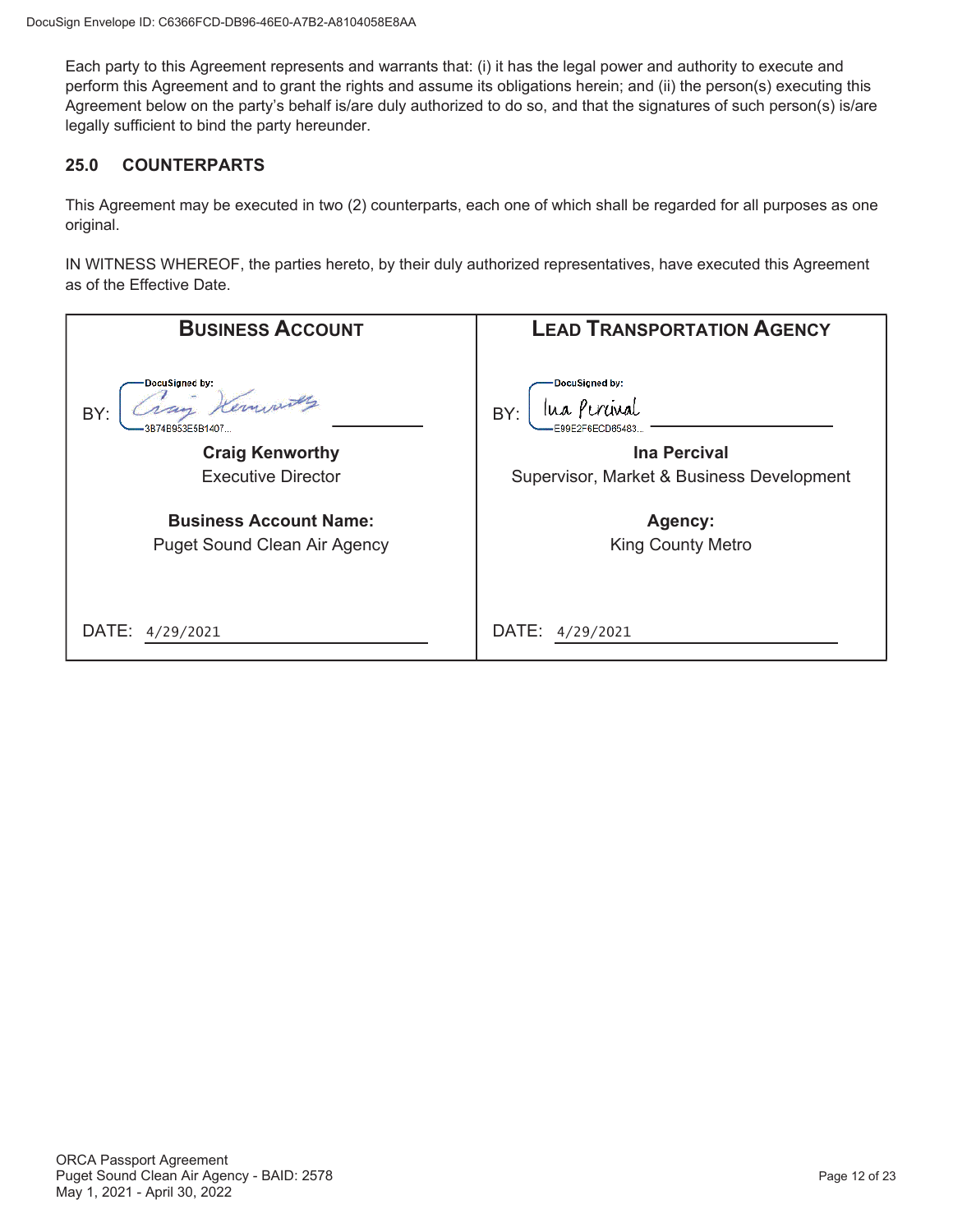Each party to this Agreement represents and warrants that: (i) it has the legal power and authority to execute and perform this Agreement and to grant the rights and assume its obligations herein; and (ii) the person(s) executing this Agreement below on the party's behalf is/are duly authorized to do so, and that the signatures of such person(s) is/are legally sufficient to bind the party hereunder.

## 25.0 COUNTERPARTS

This Agreement may be executed in two (2) counterparts, each one of which shall be regarded for all purposes as one original.

IN WITNESS WHEREOF, the parties hereto, by their duly authorized representatives, have executed this Agreement as of the Effective Date.

| BUSINESS ACCOUNT | LEAD TRANSPORTATION AGENCY |
|---|---|
| BY: DocuSigned by: Craig Kenworthy 3B74B953E5B1407... | BY: DocuSigned by: Ina Percival E99E2F6ECD65483... |
| **Craig Kenworthy**<br>Executive Director | **Ina Percival**<br>Supervisor, Market & Business Development |
| **Business Account Name:**<br>Puget Sound Clean Air Agency | **Agency:**<br>King County Metro |
| DATE: 4/29/2021 | DATE: 4/29/2021 |

ORCA Passport Agreement
Puget Sound Clean Air Agency - BAID: 2578
May 1, 2021 - April 30, 2022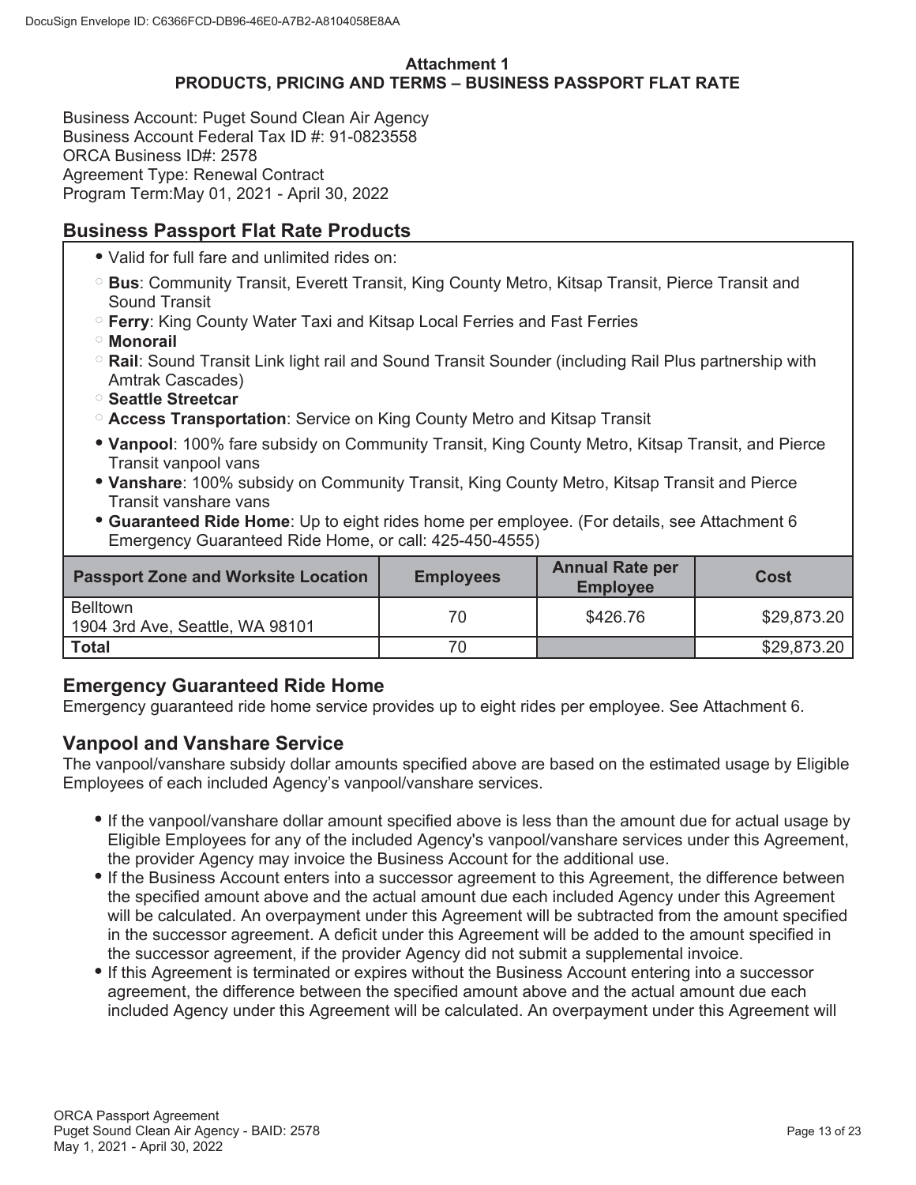**Attachment 1**
**PRODUCTS, PRICING AND TERMS – BUSINESS PASSPORT FLAT RATE**

Business Account: Puget Sound Clean Air Agency
Business Account Federal Tax ID #: 91-0823558
ORCA Business ID#: 2578
Agreement Type: Renewal Contract
Program Term:May 01, 2021 - April 30, 2022

## Business Passport Flat Rate Products

- Valid for full fare and unlimited rides on:
  - **Bus**: Community Transit, Everett Transit, King County Metro, Kitsap Transit, Pierce Transit and Sound Transit
  - **Ferry**: King County Water Taxi and Kitsap Local Ferries and Fast Ferries
  - **Monorail**
  - **Rail**: Sound Transit Link light rail and Sound Transit Sounder (including Rail Plus partnership with Amtrak Cascades)
  - **Seattle Streetcar**
  - **Access Transportation**: Service on King County Metro and Kitsap Transit
- **Vanpool**: 100% fare subsidy on Community Transit, King County Metro, Kitsap Transit, and Pierce Transit vanpool vans
- **Vanshare**: 100% subsidy on Community Transit, King County Metro, Kitsap Transit and Pierce Transit vanshare vans
- **Guaranteed Ride Home**: Up to eight rides home per employee. (For details, see Attachment 6 Emergency Guaranteed Ride Home, or call: 425-450-4555)

| Passport Zone and Worksite Location | Employees | Annual Rate per Employee | Cost |
|---|---|---|---|
| Belltown<br>1904 3rd Ave, Seattle, WA 98101 | 70 | $426.76 | $29,873.20 |
| **Total** | 70 | | $29,873.20 |

## Emergency Guaranteed Ride Home

Emergency guaranteed ride home service provides up to eight rides per employee. See Attachment 6.

## Vanpool and Vanshare Service

The vanpool/vanshare subsidy dollar amounts specified above are based on the estimated usage by Eligible Employees of each included Agency's vanpool/vanshare services.

- If the vanpool/vanshare dollar amount specified above is less than the amount due for actual usage by Eligible Employees for any of the included Agency's vanpool/vanshare services under this Agreement, the provider Agency may invoice the Business Account for the additional use.
- If the Business Account enters into a successor agreement to this Agreement, the difference between the specified amount above and the actual amount due each included Agency under this Agreement will be calculated. An overpayment under this Agreement will be subtracted from the amount specified in the successor agreement. A deficit under this Agreement will be added to the amount specified in the successor agreement, if the provider Agency did not submit a supplemental invoice.
- If this Agreement is terminated or expires without the Business Account entering into a successor agreement, the difference between the specified amount above and the actual amount due each included Agency under this Agreement will be calculated. An overpayment under this Agreement will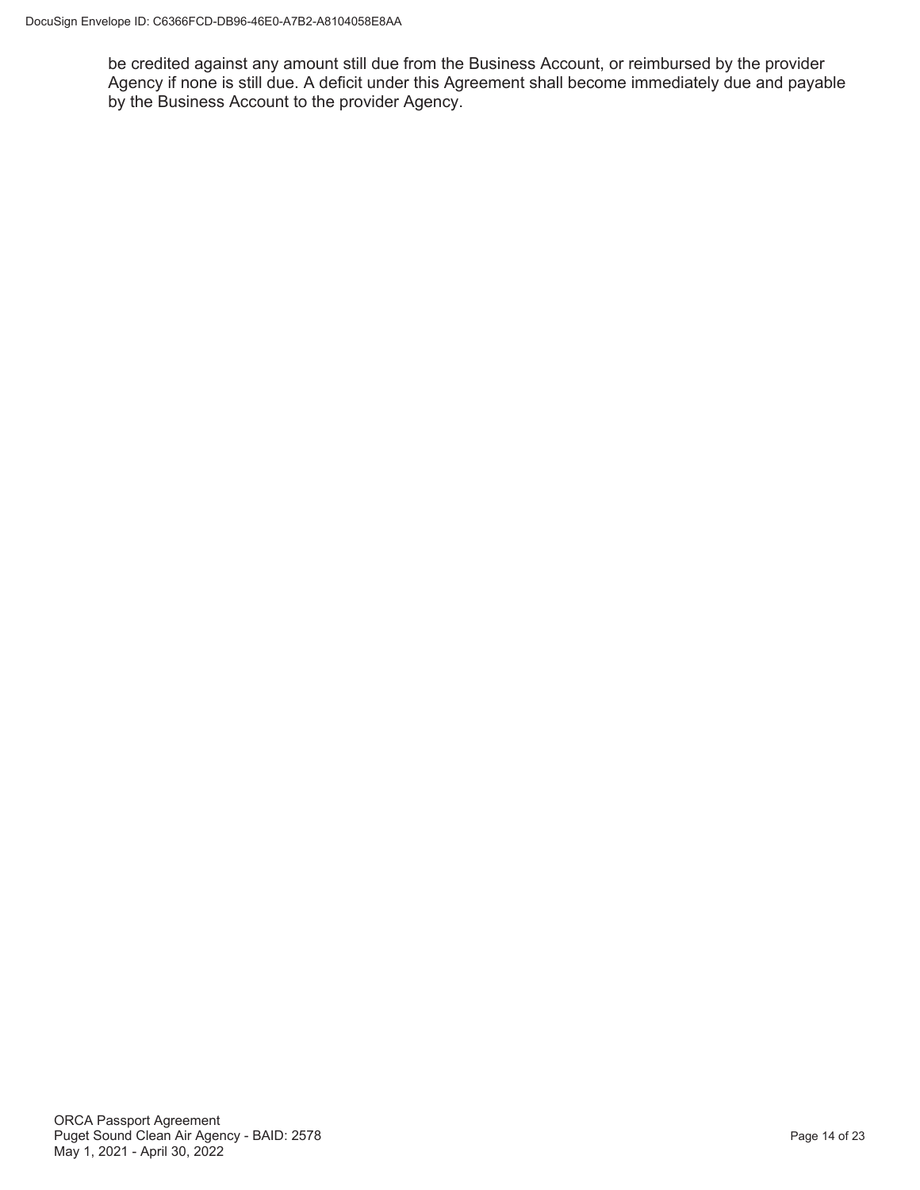be credited against any amount still due from the Business Account, or reimbursed by the provider Agency if none is still due. A deficit under this Agreement shall become immediately due and payable by the Business Account to the provider Agency.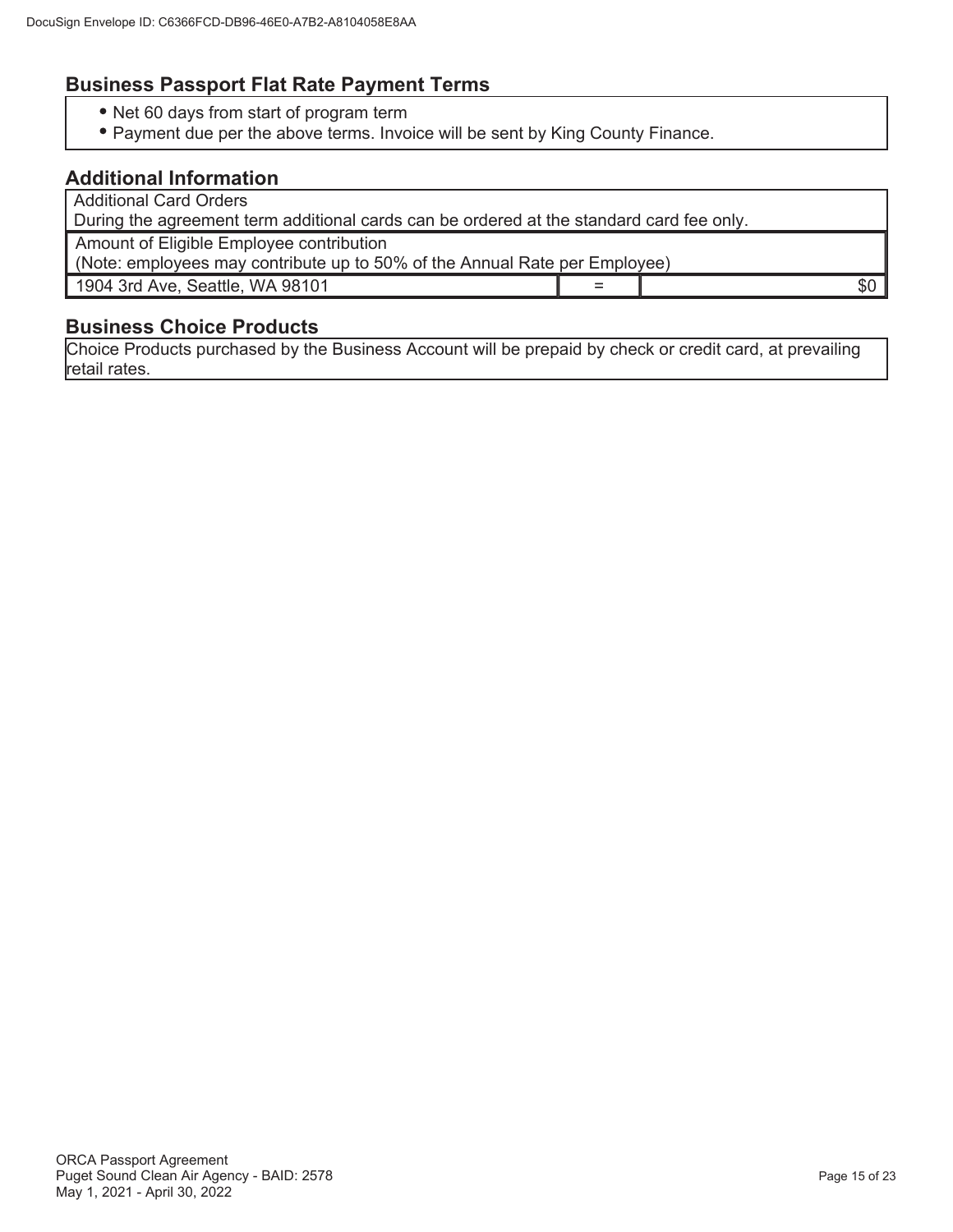## Business Passport Flat Rate Payment Terms

- Net 60 days from start of program term
- Payment due per the above terms. Invoice will be sent by King County Finance.

## Additional Information

Additional Card Orders
During the agreement term additional cards can be ordered at the standard card fee only.

Amount of Eligible Employee contribution
(Note: employees may contribute up to 50% of the Annual Rate per Employee)

| 1904 3rd Ave, Seattle, WA 98101 | = | $0 |
|---|---|---|

## Business Choice Products

Choice Products purchased by the Business Account will be prepaid by check or credit card, at prevailing retail rates.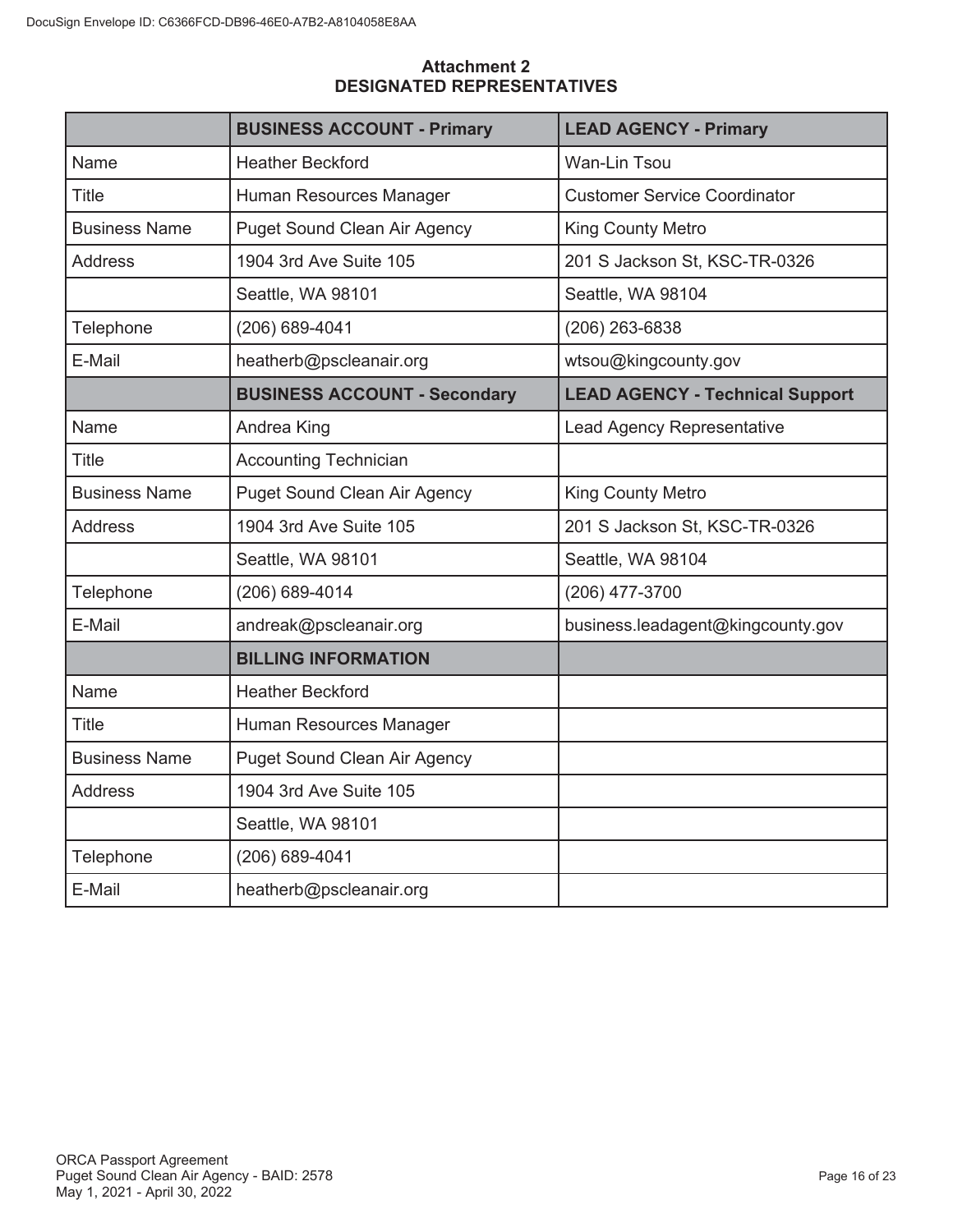# Attachment 2
## DESIGNATED REPRESENTATIVES

| | BUSINESS ACCOUNT - Primary | LEAD AGENCY - Primary |
|---|---|---|
| Name | Heather Beckford | Wan-Lin Tsou |
| Title | Human Resources Manager | Customer Service Coordinator |
| Business Name | Puget Sound Clean Air Agency | King County Metro |
| Address | 1904 3rd Ave Suite 105 | 201 S Jackson St, KSC-TR-0326 |
| | Seattle, WA 98101 | Seattle, WA 98104 |
| Telephone | (206) 689-4041 | (206) 263-6838 |
| E-Mail | heatherb@pscleanair.org | wtsou@kingcounty.gov |
| | **BUSINESS ACCOUNT - Secondary** | **LEAD AGENCY - Technical Support** |
| Name | Andrea King | Lead Agency Representative |
| Title | Accounting Technician | |
| Business Name | Puget Sound Clean Air Agency | King County Metro |
| Address | 1904 3rd Ave Suite 105 | 201 S Jackson St, KSC-TR-0326 |
| | Seattle, WA 98101 | Seattle, WA 98104 |
| Telephone | (206) 689-4014 | (206) 477-3700 |
| E-Mail | andreak@pscleanair.org | business.leadagent@kingcounty.gov |
| | **BILLING INFORMATION** | |
| Name | Heather Beckford | |
| Title | Human Resources Manager | |
| Business Name | Puget Sound Clean Air Agency | |
| Address | 1904 3rd Ave Suite 105 | |
| | Seattle, WA 98101 | |
| Telephone | (206) 689-4041 | |
| E-Mail | heatherb@pscleanair.org | |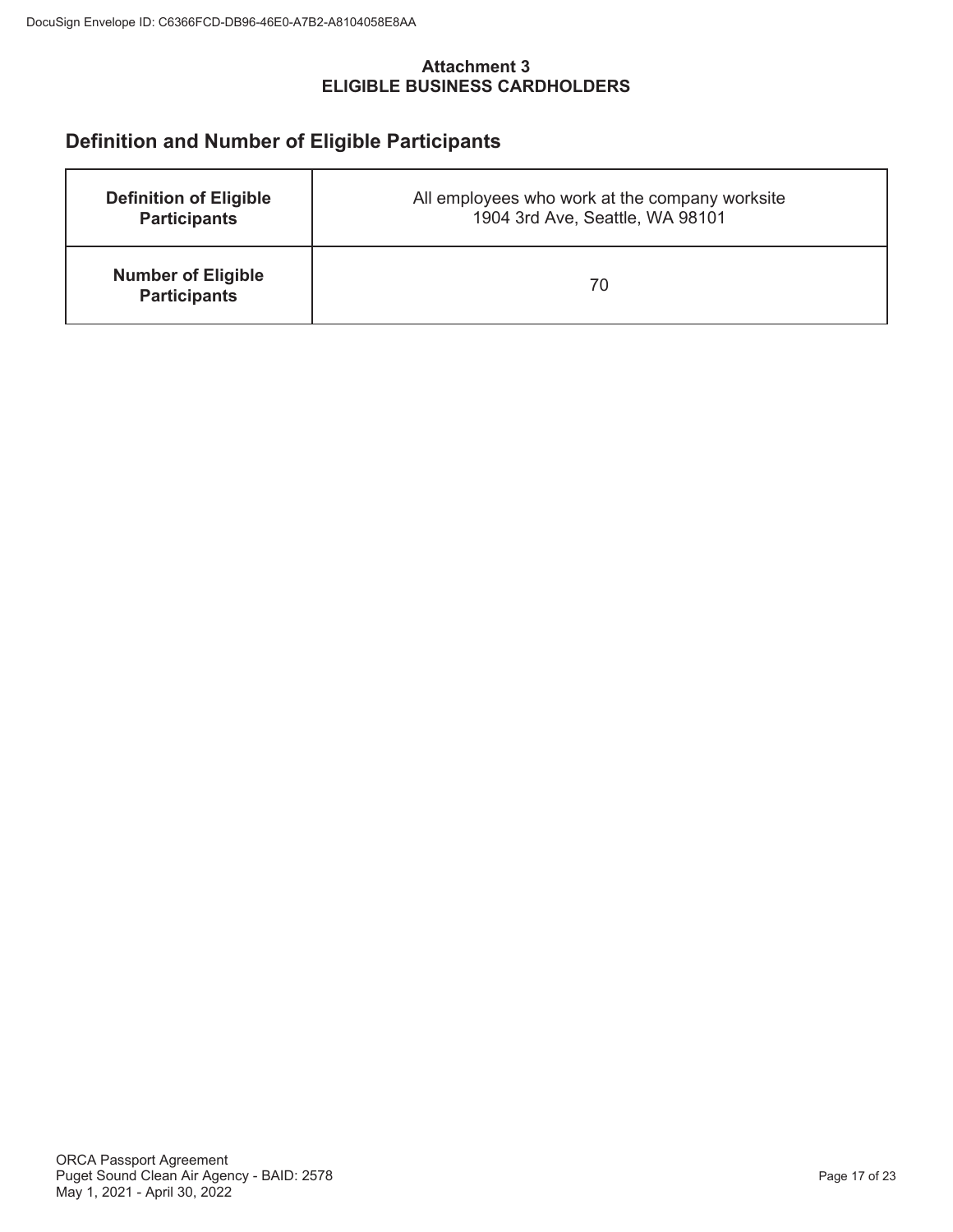**Attachment 3**
**ELIGIBLE BUSINESS CARDHOLDERS**

## Definition and Number of Eligible Participants

| **Definition of Eligible Participants** | All employees who work at the company worksite 1904 3rd Ave, Seattle, WA 98101 |
|---|---|
| **Number of Eligible Participants** | 70 |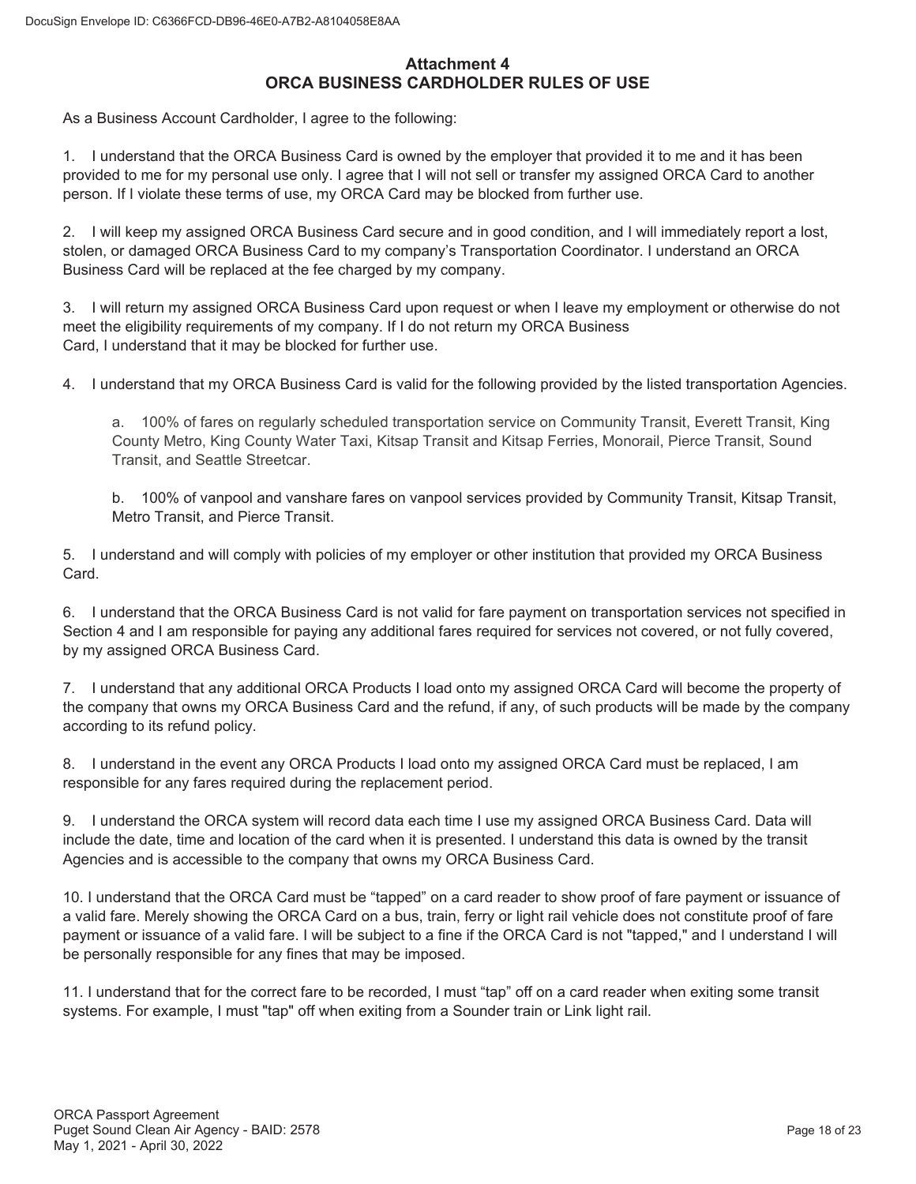# Attachment 4
# ORCA BUSINESS CARDHOLDER RULES OF USE

As a Business Account Cardholder, I agree to the following:

1. I understand that the ORCA Business Card is owned by the employer that provided it to me and it has been provided to me for my personal use only. I agree that I will not sell or transfer my assigned ORCA Card to another person. If I violate these terms of use, my ORCA Card may be blocked from further use.

2. I will keep my assigned ORCA Business Card secure and in good condition, and I will immediately report a lost, stolen, or damaged ORCA Business Card to my company's Transportation Coordinator. I understand an ORCA Business Card will be replaced at the fee charged by my company.

3. I will return my assigned ORCA Business Card upon request or when I leave my employment or otherwise do not meet the eligibility requirements of my company. If I do not return my ORCA Business Card, I understand that it may be blocked for further use.

4. I understand that my ORCA Business Card is valid for the following provided by the listed transportation Agencies.

   a. 100% of fares on regularly scheduled transportation service on Community Transit, Everett Transit, King County Metro, King County Water Taxi, Kitsap Transit and Kitsap Ferries, Monorail, Pierce Transit, Sound Transit, and Seattle Streetcar.

   b. 100% of vanpool and vanshare fares on vanpool services provided by Community Transit, Kitsap Transit, Metro Transit, and Pierce Transit.

5. I understand and will comply with policies of my employer or other institution that provided my ORCA Business Card.

6. I understand that the ORCA Business Card is not valid for fare payment on transportation services not specified in Section 4 and I am responsible for paying any additional fares required for services not covered, or not fully covered, by my assigned ORCA Business Card.

7. I understand that any additional ORCA Products I load onto my assigned ORCA Card will become the property of the company that owns my ORCA Business Card and the refund, if any, of such products will be made by the company according to its refund policy.

8. I understand in the event any ORCA Products I load onto my assigned ORCA Card must be replaced, I am responsible for any fares required during the replacement period.

9. I understand the ORCA system will record data each time I use my assigned ORCA Business Card. Data will include the date, time and location of the card when it is presented. I understand this data is owned by the transit Agencies and is accessible to the company that owns my ORCA Business Card.

10. I understand that the ORCA Card must be "tapped" on a card reader to show proof of fare payment or issuance of a valid fare. Merely showing the ORCA Card on a bus, train, ferry or light rail vehicle does not constitute proof of fare payment or issuance of a valid fare. I will be subject to a fine if the ORCA Card is not "tapped," and I understand I will be personally responsible for any fines that may be imposed.

11. I understand that for the correct fare to be recorded, I must "tap" off on a card reader when exiting some transit systems. For example, I must "tap" off when exiting from a Sounder train or Link light rail.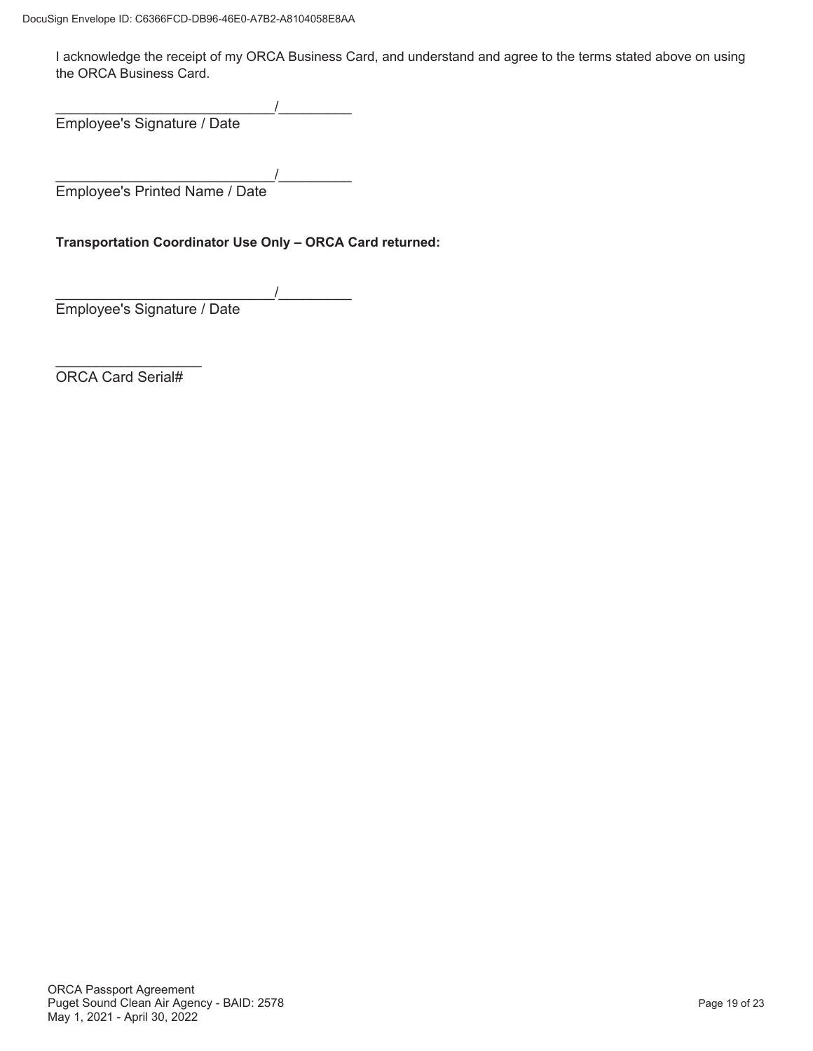I acknowledge the receipt of my ORCA Business Card, and understand and agree to the terms stated above on using the ORCA Business Card.

____________________________/_________
Employee's Signature / Date

____________________________/_________
Employee's Printed Name / Date

**Transportation Coordinator Use Only – ORCA Card returned:**

____________________________/_________
Employee's Signature / Date

__________________
ORCA Card Serial#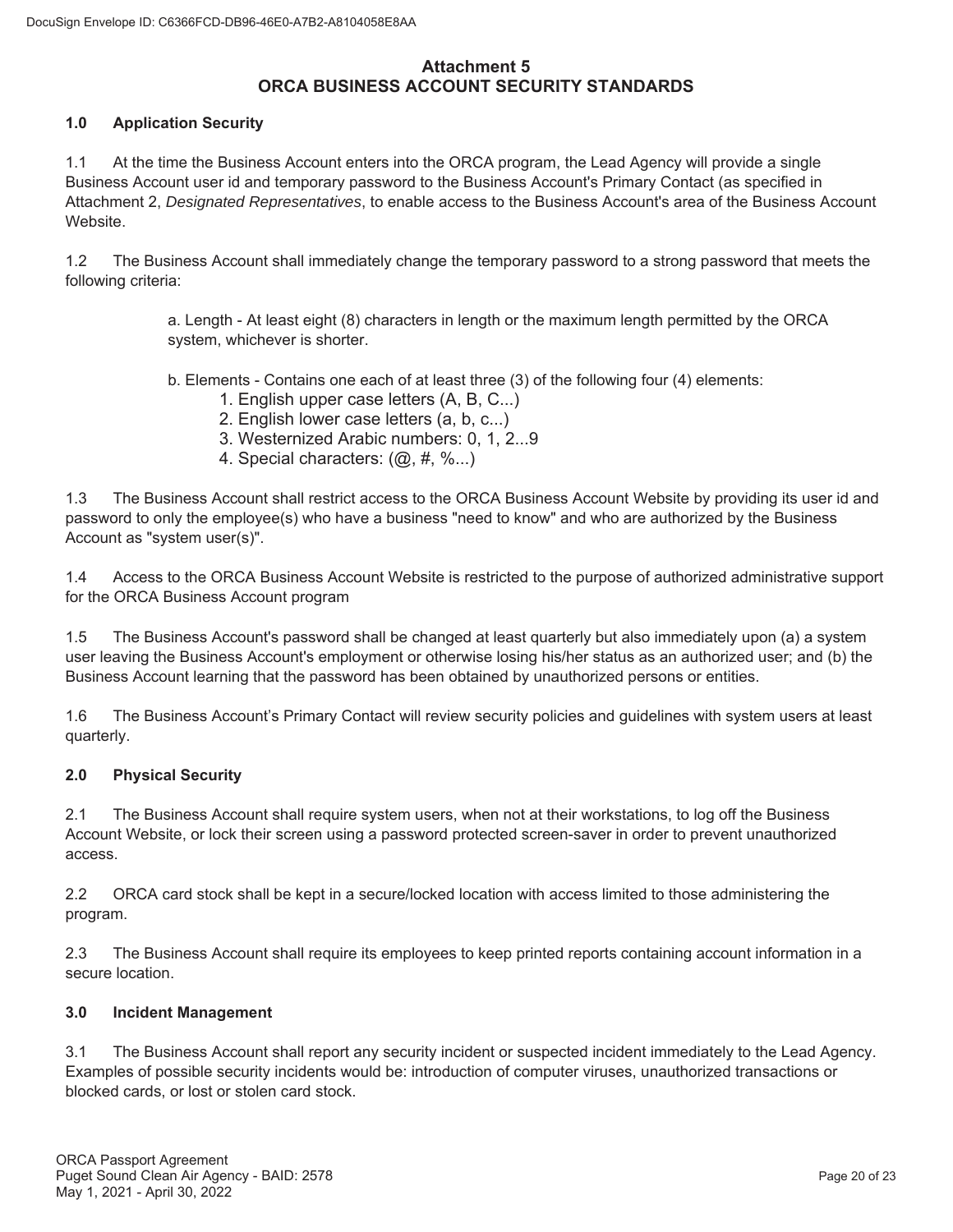# Attachment 5
# ORCA BUSINESS ACCOUNT SECURITY STANDARDS

## 1.0 Application Security

1.1 At the time the Business Account enters into the ORCA program, the Lead Agency will provide a single Business Account user id and temporary password to the Business Account's Primary Contact (as specified in Attachment 2, *Designated Representatives*, to enable access to the Business Account's area of the Business Account Website.

1.2 The Business Account shall immediately change the temporary password to a strong password that meets the following criteria:

> a. Length - At least eight (8) characters in length or the maximum length permitted by the ORCA system, whichever is shorter.
>
> b. Elements - Contains one each of at least three (3) of the following four (4) elements:
> 1. English upper case letters (A, B, C...)
> 2. English lower case letters (a, b, c...)
> 3. Westernized Arabic numbers: 0, 1, 2...9
> 4. Special characters: (@, #, %...)

1.3 The Business Account shall restrict access to the ORCA Business Account Website by providing its user id and password to only the employee(s) who have a business "need to know" and who are authorized by the Business Account as "system user(s)".

1.4 Access to the ORCA Business Account Website is restricted to the purpose of authorized administrative support for the ORCA Business Account program

1.5 The Business Account's password shall be changed at least quarterly but also immediately upon (a) a system user leaving the Business Account's employment or otherwise losing his/her status as an authorized user; and (b) the Business Account learning that the password has been obtained by unauthorized persons or entities.

1.6 The Business Account's Primary Contact will review security policies and guidelines with system users at least quarterly.

## 2.0 Physical Security

2.1 The Business Account shall require system users, when not at their workstations, to log off the Business Account Website, or lock their screen using a password protected screen-saver in order to prevent unauthorized access.

2.2 ORCA card stock shall be kept in a secure/locked location with access limited to those administering the program.

2.3 The Business Account shall require its employees to keep printed reports containing account information in a secure location.

## 3.0 Incident Management

3.1 The Business Account shall report any security incident or suspected incident immediately to the Lead Agency. Examples of possible security incidents would be: introduction of computer viruses, unauthorized transactions or blocked cards, or lost or stolen card stock.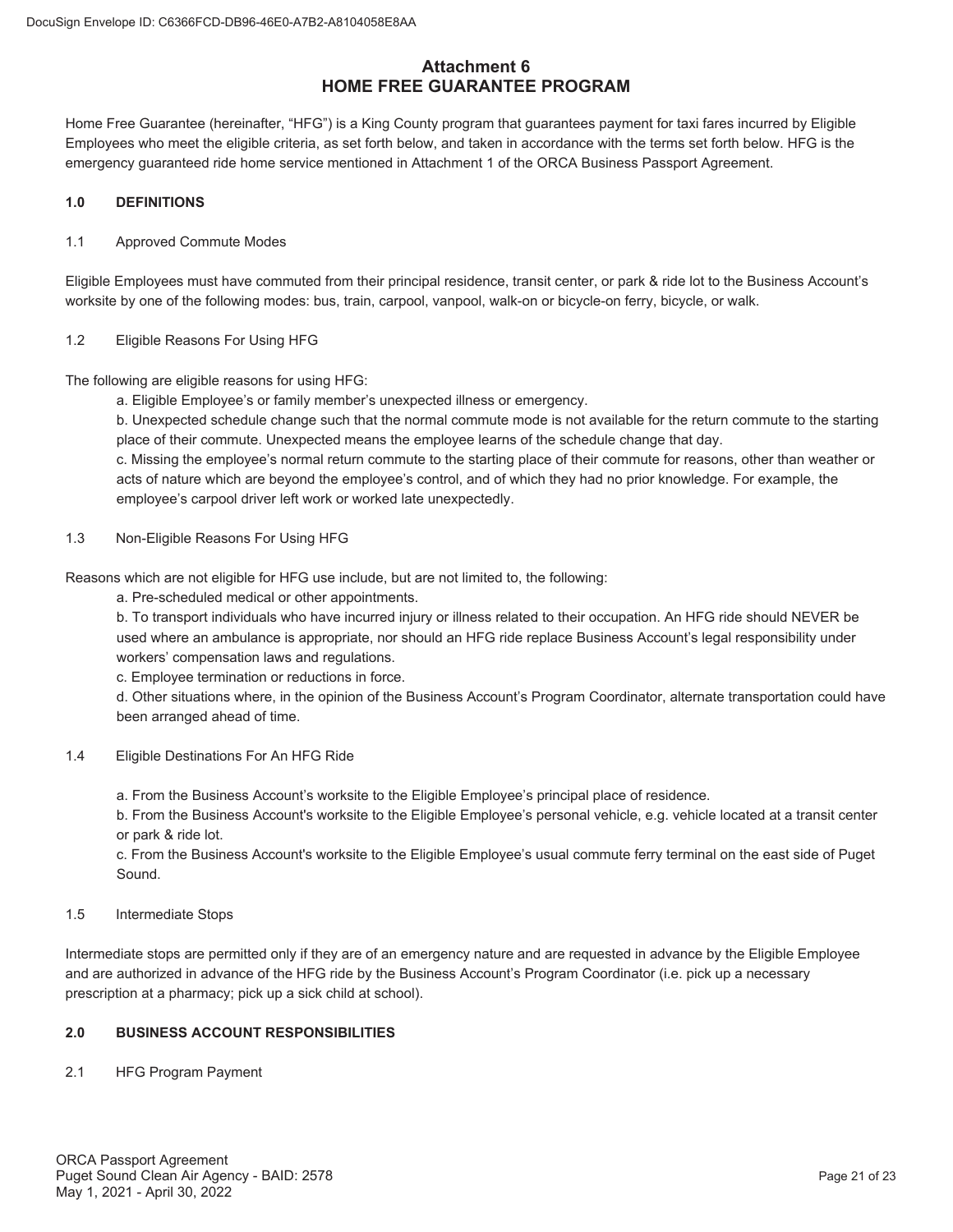# Attachment 6
# HOME FREE GUARANTEE PROGRAM

Home Free Guarantee (hereinafter, "HFG") is a King County program that guarantees payment for taxi fares incurred by Eligible Employees who meet the eligible criteria, as set forth below, and taken in accordance with the terms set forth below. HFG is the emergency guaranteed ride home service mentioned in Attachment 1 of the ORCA Business Passport Agreement.

## 1.0 DEFINITIONS

### 1.1 Approved Commute Modes

Eligible Employees must have commuted from their principal residence, transit center, or park & ride lot to the Business Account's worksite by one of the following modes: bus, train, carpool, vanpool, walk-on or bicycle-on ferry, bicycle, or walk.

### 1.2 Eligible Reasons For Using HFG

The following are eligible reasons for using HFG:

a. Eligible Employee's or family member's unexpected illness or emergency.

b. Unexpected schedule change such that the normal commute mode is not available for the return commute to the starting place of their commute. Unexpected means the employee learns of the schedule change that day.

c. Missing the employee's normal return commute to the starting place of their commute for reasons, other than weather or acts of nature which are beyond the employee's control, and of which they had no prior knowledge. For example, the employee's carpool driver left work or worked late unexpectedly.

### 1.3 Non-Eligible Reasons For Using HFG

Reasons which are not eligible for HFG use include, but are not limited to, the following:

a. Pre-scheduled medical or other appointments.

b. To transport individuals who have incurred injury or illness related to their occupation. An HFG ride should NEVER be used where an ambulance is appropriate, nor should an HFG ride replace Business Account's legal responsibility under workers' compensation laws and regulations.

c. Employee termination or reductions in force.

d. Other situations where, in the opinion of the Business Account's Program Coordinator, alternate transportation could have been arranged ahead of time.

### 1.4 Eligible Destinations For An HFG Ride

a. From the Business Account's worksite to the Eligible Employee's principal place of residence.

b. From the Business Account's worksite to the Eligible Employee's personal vehicle, e.g. vehicle located at a transit center or park & ride lot.

c. From the Business Account's worksite to the Eligible Employee's usual commute ferry terminal on the east side of Puget Sound.

### 1.5 Intermediate Stops

Intermediate stops are permitted only if they are of an emergency nature and are requested in advance by the Eligible Employee and are authorized in advance of the HFG ride by the Business Account's Program Coordinator (i.e. pick up a necessary prescription at a pharmacy; pick up a sick child at school).

## 2.0 BUSINESS ACCOUNT RESPONSIBILITIES

### 2.1 HFG Program Payment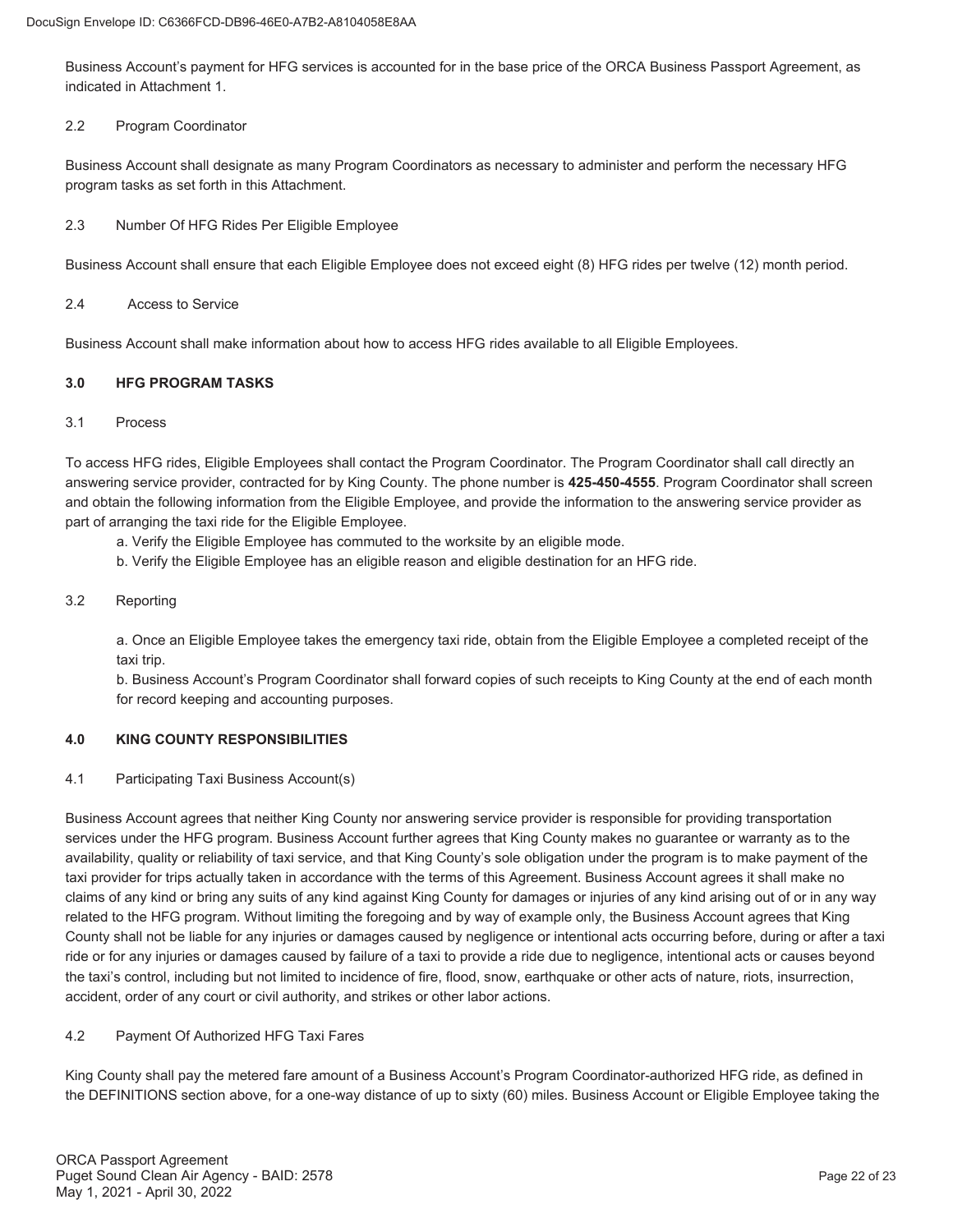Business Account's payment for HFG services is accounted for in the base price of the ORCA Business Passport Agreement, as indicated in Attachment 1.

2.2 Program Coordinator

Business Account shall designate as many Program Coordinators as necessary to administer and perform the necessary HFG program tasks as set forth in this Attachment.

2.3 Number Of HFG Rides Per Eligible Employee

Business Account shall ensure that each Eligible Employee does not exceed eight (8) HFG rides per twelve (12) month period.

2.4 Access to Service

Business Account shall make information about how to access HFG rides available to all Eligible Employees.

**3.0 HFG PROGRAM TASKS**

3.1 Process

To access HFG rides, Eligible Employees shall contact the Program Coordinator. The Program Coordinator shall call directly an answering service provider, contracted for by King County. The phone number is **425-450-4555**. Program Coordinator shall screen and obtain the following information from the Eligible Employee, and provide the information to the answering service provider as part of arranging the taxi ride for the Eligible Employee.

a. Verify the Eligible Employee has commuted to the worksite by an eligible mode.

b. Verify the Eligible Employee has an eligible reason and eligible destination for an HFG ride.

3.2 Reporting

a. Once an Eligible Employee takes the emergency taxi ride, obtain from the Eligible Employee a completed receipt of the taxi trip.

b. Business Account's Program Coordinator shall forward copies of such receipts to King County at the end of each month for record keeping and accounting purposes.

**4.0 KING COUNTY RESPONSIBILITIES**

4.1 Participating Taxi Business Account(s)

Business Account agrees that neither King County nor answering service provider is responsible for providing transportation services under the HFG program. Business Account further agrees that King County makes no guarantee or warranty as to the availability, quality or reliability of taxi service, and that King County's sole obligation under the program is to make payment of the taxi provider for trips actually taken in accordance with the terms of this Agreement. Business Account agrees it shall make no claims of any kind or bring any suits of any kind against King County for damages or injuries of any kind arising out of or in any way related to the HFG program. Without limiting the foregoing and by way of example only, the Business Account agrees that King County shall not be liable for any injuries or damages caused by negligence or intentional acts occurring before, during or after a taxi ride or for any injuries or damages caused by failure of a taxi to provide a ride due to negligence, intentional acts or causes beyond the taxi's control, including but not limited to incidence of fire, flood, snow, earthquake or other acts of nature, riots, insurrection, accident, order of any court or civil authority, and strikes or other labor actions.

4.2 Payment Of Authorized HFG Taxi Fares

King County shall pay the metered fare amount of a Business Account's Program Coordinator-authorized HFG ride, as defined in the DEFINITIONS section above, for a one-way distance of up to sixty (60) miles. Business Account or Eligible Employee taking the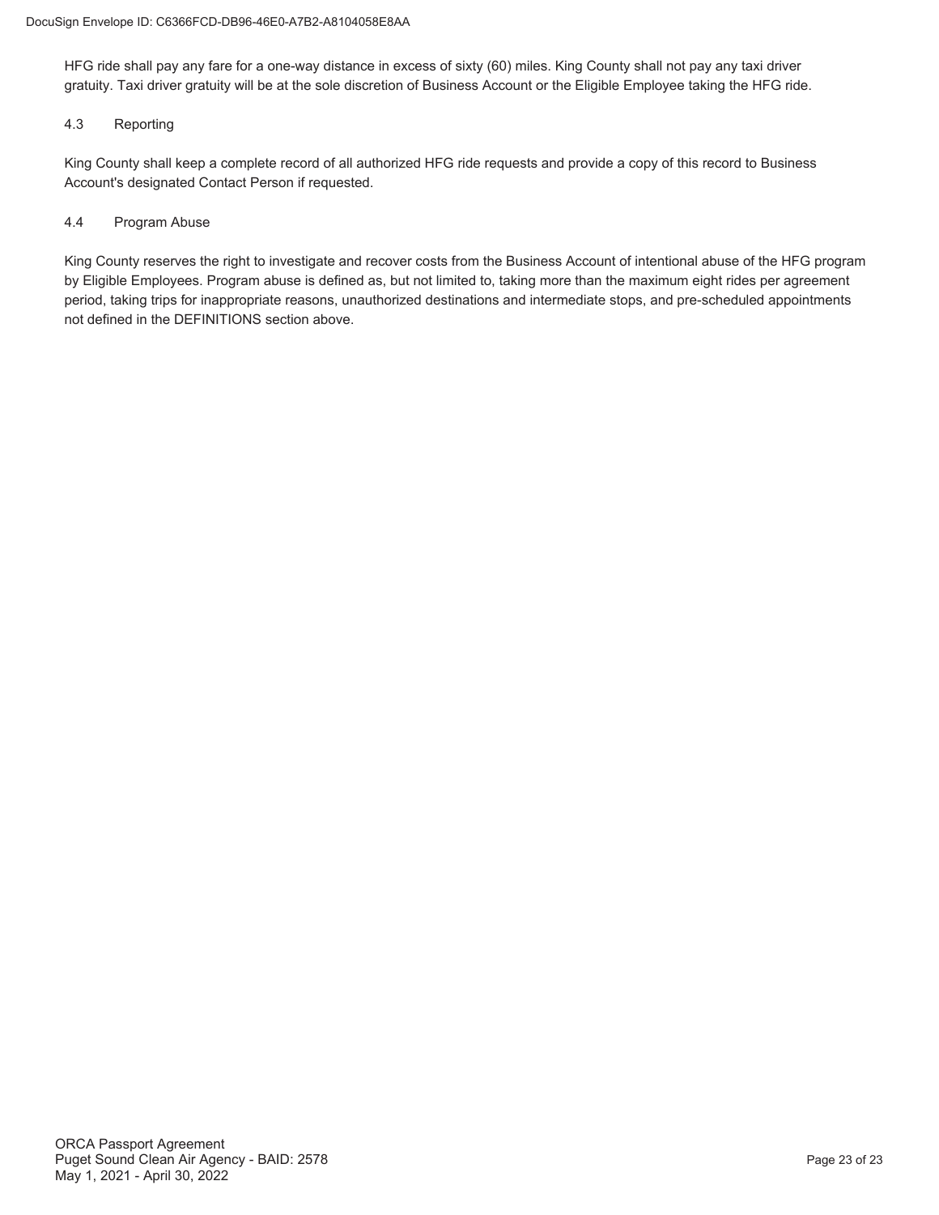HFG ride shall pay any fare for a one-way distance in excess of sixty (60) miles. King County shall not pay any taxi driver gratuity. Taxi driver gratuity will be at the sole discretion of Business Account or the Eligible Employee taking the HFG ride.

### 4.3 Reporting

King County shall keep a complete record of all authorized HFG ride requests and provide a copy of this record to Business Account's designated Contact Person if requested.

### 4.4 Program Abuse

King County reserves the right to investigate and recover costs from the Business Account of intentional abuse of the HFG program by Eligible Employees. Program abuse is defined as, but not limited to, taking more than the maximum eight rides per agreement period, taking trips for inappropriate reasons, unauthorized destinations and intermediate stops, and pre-scheduled appointments not defined in the DEFINITIONS section above.